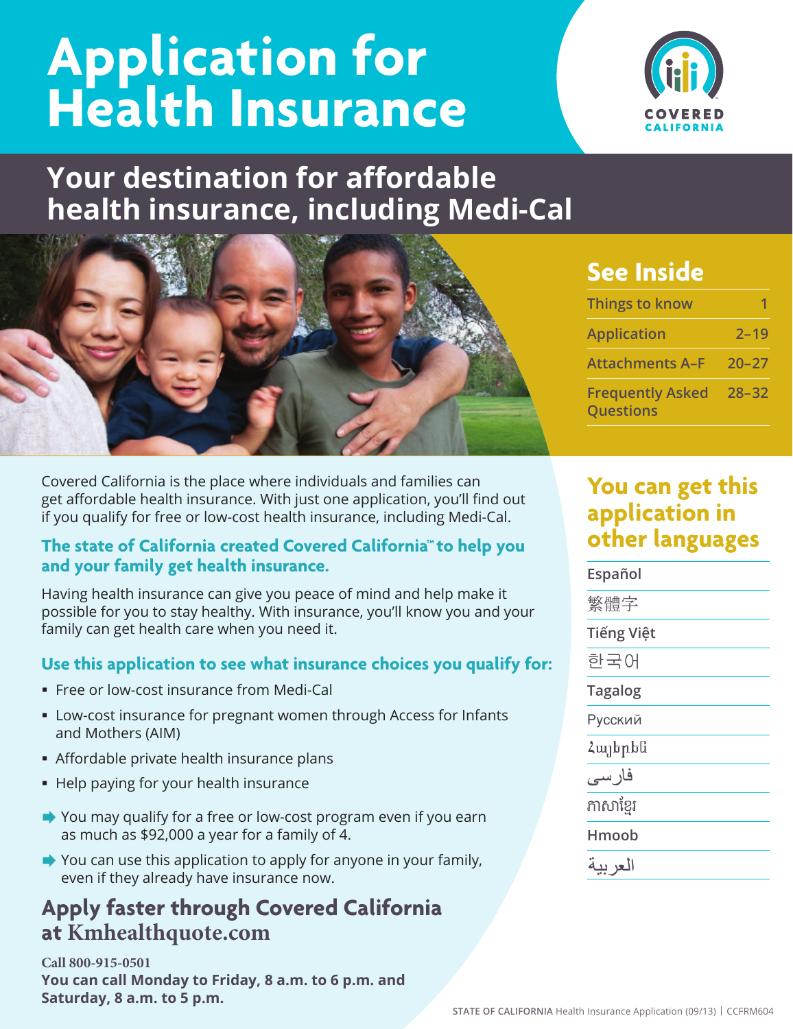# Application for Health Insurance

COVERED CALIFORNIA

## Your destination for affordable health insurance, including Medi-Cal

### See Inside

| | |
|---|---|
| Things to know | 1 |
| Application | 2–19 |
| Attachments A–F | 20–27 |
| Frequently Asked Questions | 28–32 |

Covered California is the place where individuals and families can get affordable health insurance. With just one application, you'll find out if you qualify for free or low-cost health insurance, including Medi-Cal.

### The state of California created Covered California™ to help you and your family get health insurance.

Having health insurance can give you peace of mind and help make it possible for you to stay healthy. With insurance, you'll know you and your family can get health care when you need it.

### Use this application to see what insurance choices you qualify for:

- Free or low-cost insurance from Medi-Cal
- Low-cost insurance for pregnant women through Access for Infants and Mothers (AIM)
- Affordable private health insurance plans
- Help paying for your health insurance

➡ You may qualify for a free or low-cost program even if you earn as much as $92,000 a year for a family of 4.

➡ You can use this application to apply for anyone in your family, even if they already have insurance now.

## Apply faster through Covered California at Kmhealthquote.com

**Call 800-915-0501**
**You can call Monday to Friday, 8 a.m. to 6 p.m. and Saturday, 8 a.m. to 5 p.m.**

### You can get this application in other languages

- Español
- 繁體字
- Tiếng Việt
- 한국어
- Tagalog
- Русский
- Հայերեն
- فارسی
- ភាសាខ្មែរ
- Hmoob
- العربية

STATE OF CALIFORNIA Health Insurance Application (09/13) | CCFRM604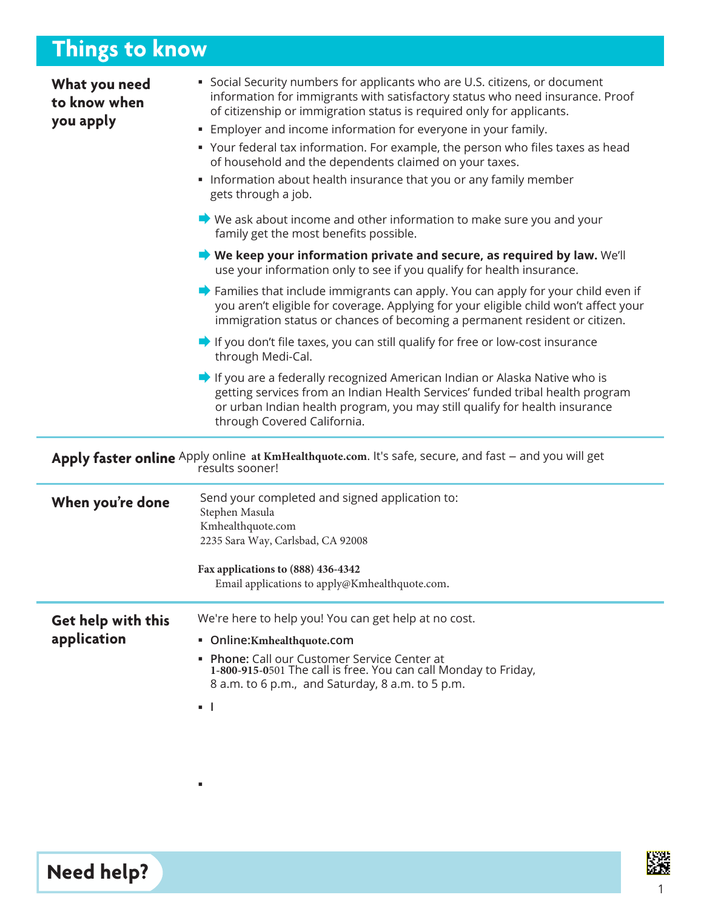# Things to know

## What you need to know when you apply

- Social Security numbers for applicants who are U.S. citizens, or document information for immigrants with satisfactory status who need insurance. Proof of citizenship or immigration status is required only for applicants.
- Employer and income information for everyone in your family.
- Your federal tax information. For example, the person who files taxes as head of household and the dependents claimed on your taxes.
- Information about health insurance that you or any family member gets through a job.

➡ We ask about income and other information to make sure you and your family get the most benefits possible.

➡ **We keep your information private and secure, as required by law.** We'll use your information only to see if you qualify for health insurance.

➡ Families that include immigrants can apply. You can apply for your child even if you aren't eligible for coverage. Applying for your eligible child won't affect your immigration status or chances of becoming a permanent resident or citizen.

➡ If you don't file taxes, you can still qualify for free or low-cost insurance through Medi-Cal.

➡ If you are a federally recognized American Indian or Alaska Native who is getting services from an Indian Health Services' funded tribal health program or urban Indian health program, you may still qualify for health insurance through Covered California.

## Apply faster online

Apply online **at KmHealthquote.com**. It's safe, secure, and fast – and you will get results sooner!

## When you're done

Send your completed and signed application to:
Stephen Masula
Kmhealthquote.com
2235 Sara Way, Carlsbad, CA 92008

**Fax applications to (888) 436-4342**
Email applications to apply@Kmhealthquote.com.

## Get help with this application

We're here to help you! You can get help at no cost.

- **Online:** **Kmhealthquote.com**
- **Phone:** Call our Customer Service Center at **1-800-915-0**501 The call is free. You can call Monday to Friday, 8 a.m. to 6 p.m., and Saturday, 8 a.m. to 5 p.m.
- I
-

## Need help?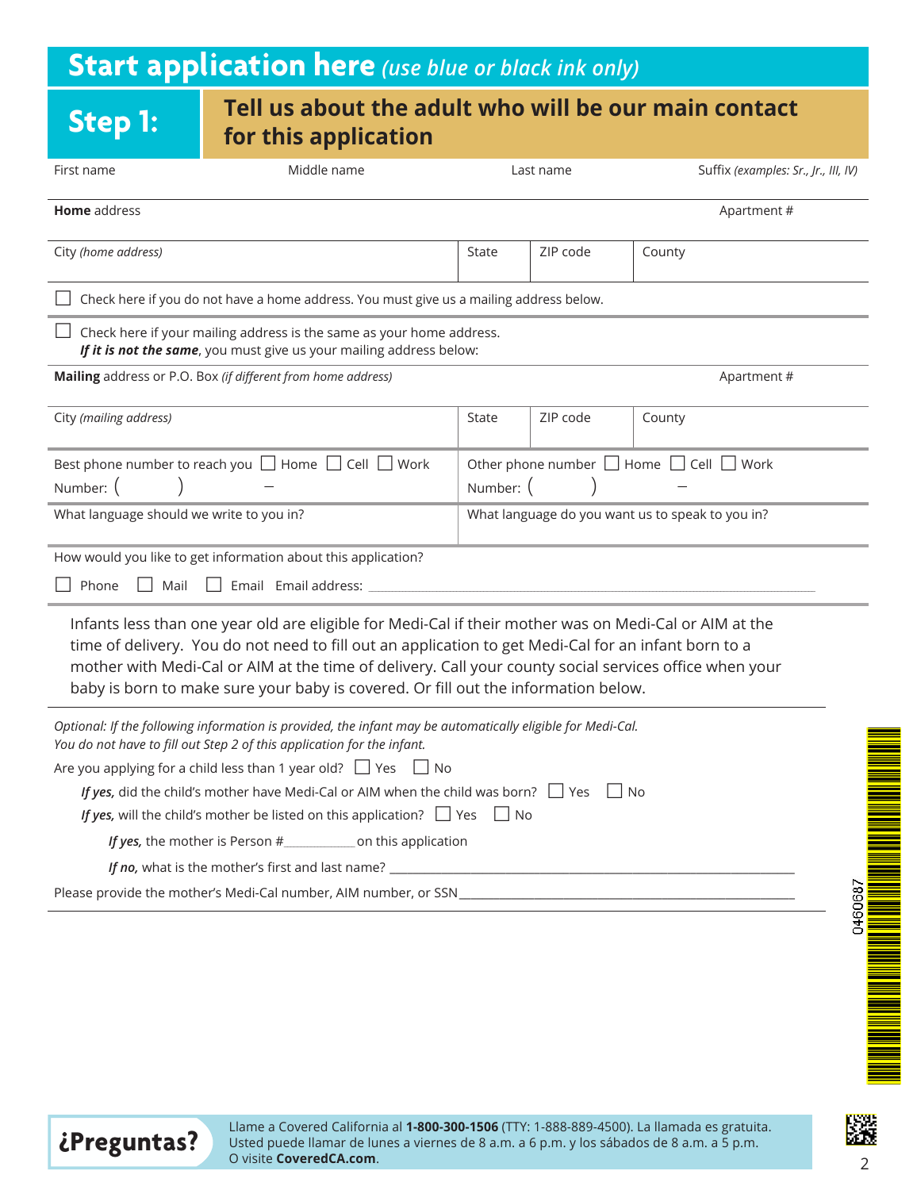# Start application here *(use blue or black ink only)*

## Step 1: Tell us about the adult who will be our main contact for this application

| First name | Middle name | Last name | Suffix *(examples: Sr., Jr., III, IV)* |
|---|---|---|---|
| | | | |

| **Home** address | Apartment # |
|---|---|
| | |

| City *(home address)* | State | ZIP code | County |
|---|---|---|---|
| | | | |

☐ Check here if you do not have a home address. You must give us a mailing address below.

☐ Check here if your mailing address is the same as your home address.
***If it is not the same***, you must give us your mailing address below:

| **Mailing** address or P.O. Box *(if different from home address)* | Apartment # |
|---|---|
| | |

| City *(mailing address)* | State | ZIP code | County |
|---|---|---|---|
| | | | |

| Best phone number to reach you ☐ Home ☐ Cell ☐ Work | Other phone number ☐ Home ☐ Cell ☐ Work |
|---|---|
| Number: ( ) – | Number: ( ) – |
| What language should we write to you in? | What language do you want us to speak to you in? |

How would you like to get information about this application?

☐ Phone ☐ Mail ☐ Email Email address: ______________________________

Infants less than one year old are eligible for Medi-Cal if their mother was on Medi-Cal or AIM at the time of delivery. You do not need to fill out an application to get Medi-Cal for an infant born to a mother with Medi-Cal or AIM at the time of delivery. Call your county social services office when your baby is born to make sure your baby is covered. Or fill out the information below.

*Optional: If the following information is provided, the infant may be automatically eligible for Medi-Cal. You do not have to fill out Step 2 of this application for the infant.*

Are you applying for a child less than 1 year old? ☐ Yes ☐ No

***If yes,*** did the child's mother have Medi-Cal or AIM when the child was born? ☐ Yes ☐ No

***If yes,*** will the child's mother be listed on this application? ☐ Yes ☐ No

***If yes,*** the mother is Person #__________ on this application

***If no,*** what is the mother's first and last name? ______________________________

Please provide the mother's Medi-Cal number, AIM number, or SSN______________________________

0460687

**¿Preguntas?** Llame a Covered California al **1-800-300-1506** (TTY: 1-888-889-4500). La llamada es gratuita. Usted puede llamar de lunes a viernes de 8 a.m. a 6 p.m. y los sábados de 8 a.m. a 5 p.m. O visite **CoveredCA.com**.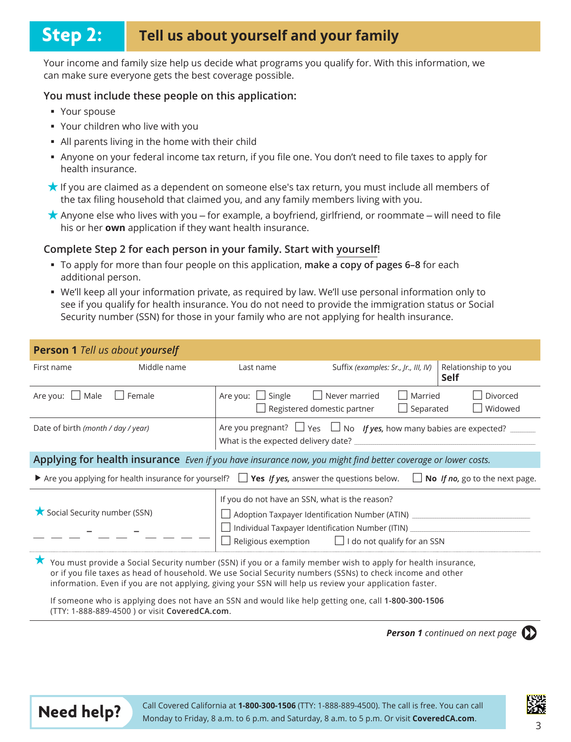# Step 2: Tell us about yourself and your family

Your income and family size help us decide what programs you qualify for. With this information, we can make sure everyone gets the best coverage possible.

### You must include these people on this application:

- Your spouse
- Your children who live with you
- All parents living in the home with their child
- Anyone on your federal income tax return, if you file one. You don't need to file taxes to apply for health insurance.

★ If you are claimed as a dependent on someone else's tax return, you must include all members of the tax filing household that claimed you, and any family members living with you.

★ Anyone else who lives with you – for example, a boyfriend, girlfriend, or roommate – will need to file his or her **own** application if they want health insurance.

### Complete Step 2 for each person in your family. Start with yourself!

- To apply for more than four people on this application, **make a copy of pages 6–8** for each additional person.
- We'll keep all your information private, as required by law. We'll use personal information only to see if you qualify for health insurance. You do not need to provide the immigration status or Social Security number (SSN) for those in your family who are not applying for health insurance.

## Person 1 *Tell us about **yourself***

| First name | Middle name | Last name | Suffix *(examples: Sr., Jr., III, IV)* | Relationship to you **Self** |
|---|---|---|---|---|

| Are you: ☐ Male ☐ Female | Are you: ☐ Single ☐ Never married ☐ Married ☐ Divorced ☐ Registered domestic partner ☐ Separated ☐ Widowed |
|---|---|
| Date of birth *(month / day / year)* | Are you pregnant? ☐ Yes ☐ No ***If yes,*** how many babies are expected? ______ What is the expected delivery date? ______ |

### Applying for health insurance *Even if you have insurance now, you might find better coverage or lower costs.*

▶ Are you applying for health insurance for yourself? ☐ **Yes** ***If yes,*** answer the questions below. ☐ **No** ***If no,*** go to the next page.

| ★ Social Security number (SSN) __ __ __ – __ __ – __ __ __ __ | If you do not have an SSN, what is the reason? ☐ Adoption Taxpayer Identification Number (ATIN) ______ ☐ Individual Taxpayer Identification Number (ITIN) ______ ☐ Religious exemption ☐ I do not qualify for an SSN |
|---|---|

★ You must provide a Social Security number (SSN) if you or a family member wish to apply for health insurance, or if you file taxes as head of household. We use Social Security numbers (SSNs) to check income and other information. Even if you are not applying, giving your SSN will help us review your application faster.

If someone who is applying does not have an SSN and would like help getting one, call **1-800-300-1506** (TTY: 1-888-889-4500 ) or visit **CoveredCA.com**.

***Person 1** continued on next page*

**Need help?** Call Covered California at **1-800-300-1506** (TTY: 1-888-889-4500). The call is free. You can call Monday to Friday, 8 a.m. to 6 p.m. and Saturday, 8 a.m. to 5 p.m. Or visit **CoveredCA.com**.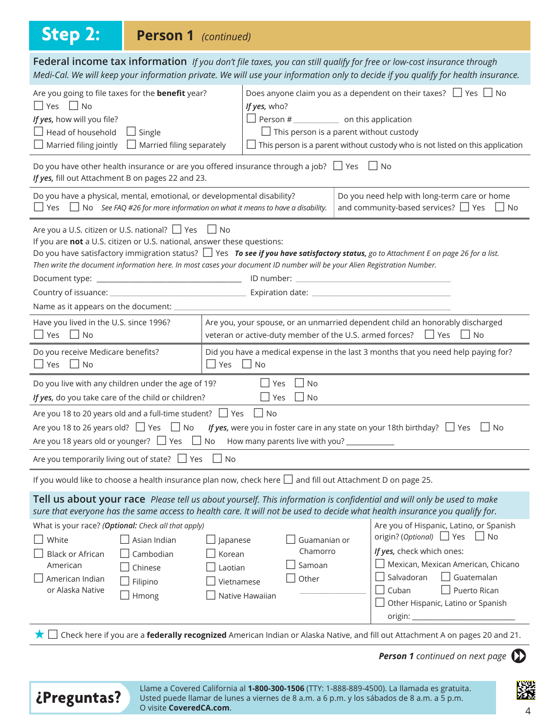## Step 2: Person 1 *(continued)*

### Federal income tax information

*If you don't file taxes, you can still qualify for free or low-cost insurance through Medi-Cal. We will keep your information private. We will use your information only to decide if you qualify for health insurance.*

Are you going to file taxes for the **benefit** year?
☐ Yes ☐ No

*If yes,* how will you file?
☐ Head of household ☐ Single
☐ Married filing jointly ☐ Married filing separately

Does anyone claim you as a dependent on their taxes? ☐ Yes ☐ No

*If yes,* who?
☐ Person # ___________ on this application
☐ This person is a parent without custody
☐ This person is a parent without custody who is not listed on this application

Do you have other health insurance or are you offered insurance through a job? ☐ Yes ☐ No
*If yes,* fill out Attachment B on pages 22 and 23.

Do you have a physical, mental, emotional, or developmental disability?
☐ Yes ☐ No *See FAQ #26 for more information on what it means to have a disability.*

Do you need help with long-term care or home and community-based services? ☐ Yes ☐ No

Are you a U.S. citizen or U.S. national? ☐ Yes ☐ No

If you are **not** a U.S. citizen or U.S. national, answer these questions:

Do you have satisfactory immigration status? ☐ Yes ***To see if you have satisfactory status,*** *go to Attachment E on page 26 for a list. Then write the document information here. In most cases your document ID number will be your Alien Registration Number.*

Document type: ______________________ ID number: ______________________

Country of issuance: ______________________ Expiration date: ______________________

Name as it appears on the document: ______________________

Have you lived in the U.S. since 1996?
☐ Yes ☐ No

Are you, your spouse, or an unmarried dependent child an honorably discharged veteran or active-duty member of the U.S. armed forces? ☐ Yes ☐ No

Do you receive Medicare benefits?
☐ Yes ☐ No

Did you have a medical expense in the last 3 months that you need help paying for?
☐ Yes ☐ No

Do you live with any children under the age of 19? ☐ Yes ☐ No
*If yes,* do you take care of the child or children? ☐ Yes ☐ No

Are you 18 to 20 years old and a full-time student? ☐ Yes ☐ No

Are you 18 to 26 years old? ☐ Yes ☐ No *If yes,* were you in foster care in any state on your 18th birthday? ☐ Yes ☐ No

Are you 18 years old or younger? ☐ Yes ☐ No How many parents live with you? ___________

Are you temporarily living out of state? ☐ Yes ☐ No

If you would like to choose a health insurance plan now, check here ☐ and fill out Attachment D on page 25.

### Tell us about your race

*Please tell us about yourself. This information is confidential and will only be used to make sure that everyone has the same access to health care. It will not be used to decide what health insurance you qualify for.*

What is your race? ***(Optional:*** *Check all that apply)*

☐ White
☐ Black or African American
☐ American Indian or Alaska Native
☐ Asian Indian
☐ Cambodian
☐ Chinese
☐ Filipino
☐ Hmong
☐ Japanese
☐ Korean
☐ Laotian
☐ Vietnamese
☐ Native Hawaiian
☐ Guamanian or Chamorro
☐ Samoan
☐ Other ___________

Are you of Hispanic, Latino, or Spanish origin? *(Optional)* ☐ Yes ☐ No

*If yes,* check which ones:
☐ Mexican, Mexican American, Chicano
☐ Salvadoran ☐ Guatemalan
☐ Cuban ☐ Puerto Rican
☐ Other Hispanic, Latino or Spanish origin: ______________________

★ ☐ Check here if you are a **federally recognized** American Indian or Alaska Native, and fill out Attachment A on pages 20 and 21.

***Person 1*** *continued on next page*

**¿Preguntas?** Llame a Covered California al **1-800-300-1506** (TTY: 1-888-889-4500). La llamada es gratuita. Usted puede llamar de lunes a viernes de 8 a.m. a 6 p.m. y los sábados de 8 a.m. a 5 p.m. O visite **CoveredCA.com**.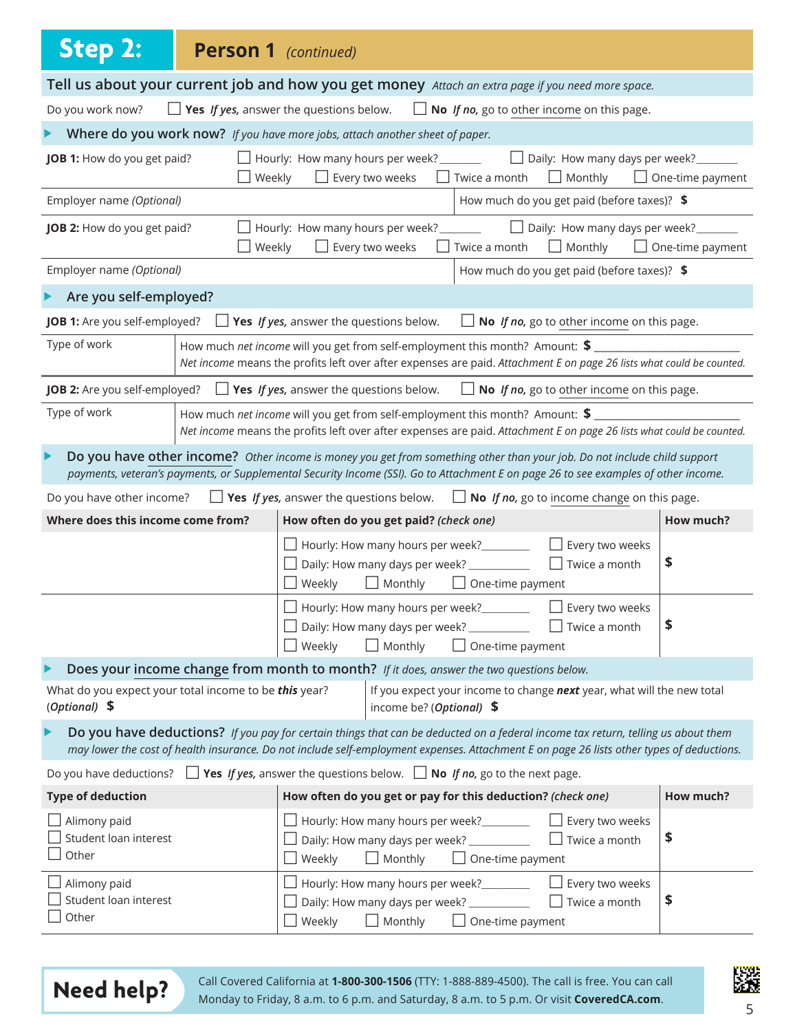## Step 2: Person 1 *(continued)*

### Tell us about your current job and how you get money *Attach an extra page if you need more space.*

Do you work now? ☐ **Yes** *If yes,* answer the questions below. ☐ **No** *If no,* go to other income on this page.

#### Where do you work now? *If you have more jobs, attach another sheet of paper.*

**JOB 1:** How do you get paid? ☐ Hourly: How many hours per week?_______ ☐ Daily: How many days per week?_______ ☐ Weekly ☐ Every two weeks ☐ Twice a month ☐ Monthly ☐ One-time payment

| Employer name *(Optional)* | How much do you get paid (before taxes)? **$** |
|---|---|

**JOB 2:** How do you get paid? ☐ Hourly: How many hours per week?_______ ☐ Daily: How many days per week?_______ ☐ Weekly ☐ Every two weeks ☐ Twice a month ☐ Monthly ☐ One-time payment

| Employer name *(Optional)* | How much do you get paid (before taxes)? **$** |
|---|---|

#### Are you self-employed?

**JOB 1:** Are you self-employed? ☐ **Yes** *If yes,* answer the questions below. ☐ **No** *If no,* go to other income on this page.

| Type of work | How much *net income* will you get from self-employment this month? Amount: **$** ________________________ *Net income* means the profits left over after expenses are paid. *Attachment E on page 26 lists what could be counted.* |
|---|---|

**JOB 2:** Are you self-employed? ☐ **Yes** *If yes,* answer the questions below. ☐ **No** *If no,* go to other income on this page.

| Type of work | How much *net income* will you get from self-employment this month? Amount: **$** ________________________ *Net income* means the profits left over after expenses are paid. *Attachment E on page 26 lists what could be counted.* |
|---|---|

#### Do you have other income? *Other income is money you get from something other than your job. Do not include child support payments, veteran's payments, or Supplemental Security Income (SSI). Go to Attachment E on page 26 to see examples of other income.*

Do you have other income? ☐ **Yes** *If yes,* answer the questions below. ☐ **No** *If no,* go to income change on this page.

| Where does this income come from? | How often do you get paid? *(check one)* | How much? |
|---|---|---|
| | ☐ Hourly: How many hours per week?________ ☐ Every two weeks ☐ Daily: How many days per week? __________ ☐ Twice a month ☐ Weekly ☐ Monthly ☐ One-time payment | $ |
| | ☐ Hourly: How many hours per week?________ ☐ Every two weeks ☐ Daily: How many days per week? __________ ☐ Twice a month ☐ Weekly ☐ Monthly ☐ One-time payment | $ |

#### Does your income change from month to month? *If it does, answer the two questions below.*

| What do you expect your total income to be ***this*** year? *(Optional)* **$** | If you expect your income to change ***next*** year, what will the new total income be? *(Optional)* **$** |
|---|---|

#### Do you have deductions? *If you pay for certain things that can be deducted on a federal income tax return, telling us about them may lower the cost of health insurance. Do not include self-employment expenses. Attachment E on page 26 lists other types of deductions.*

Do you have deductions? ☐ **Yes** *If yes,* answer the questions below. ☐ **No** *If no,* go to the next page.

| Type of deduction | How often do you get or pay for this deduction? *(check one)* | How much? |
|---|---|---|
| ☐ Alimony paid ☐ Student loan interest ☐ Other | ☐ Hourly: How many hours per week?________ ☐ Every two weeks ☐ Daily: How many days per week? __________ ☐ Twice a month ☐ Weekly ☐ Monthly ☐ One-time payment | $ |
| ☐ Alimony paid ☐ Student loan interest ☐ Other | ☐ Hourly: How many hours per week?________ ☐ Every two weeks ☐ Daily: How many days per week? __________ ☐ Twice a month ☐ Weekly ☐ Monthly ☐ One-time payment | $ |

**Need help?** Call Covered California at **1-800-300-1506** (TTY: 1-888-889-4500). The call is free. You can call Monday to Friday, 8 a.m. to 6 p.m. and Saturday, 8 a.m. to 5 p.m. Or visit **CoveredCA.com**.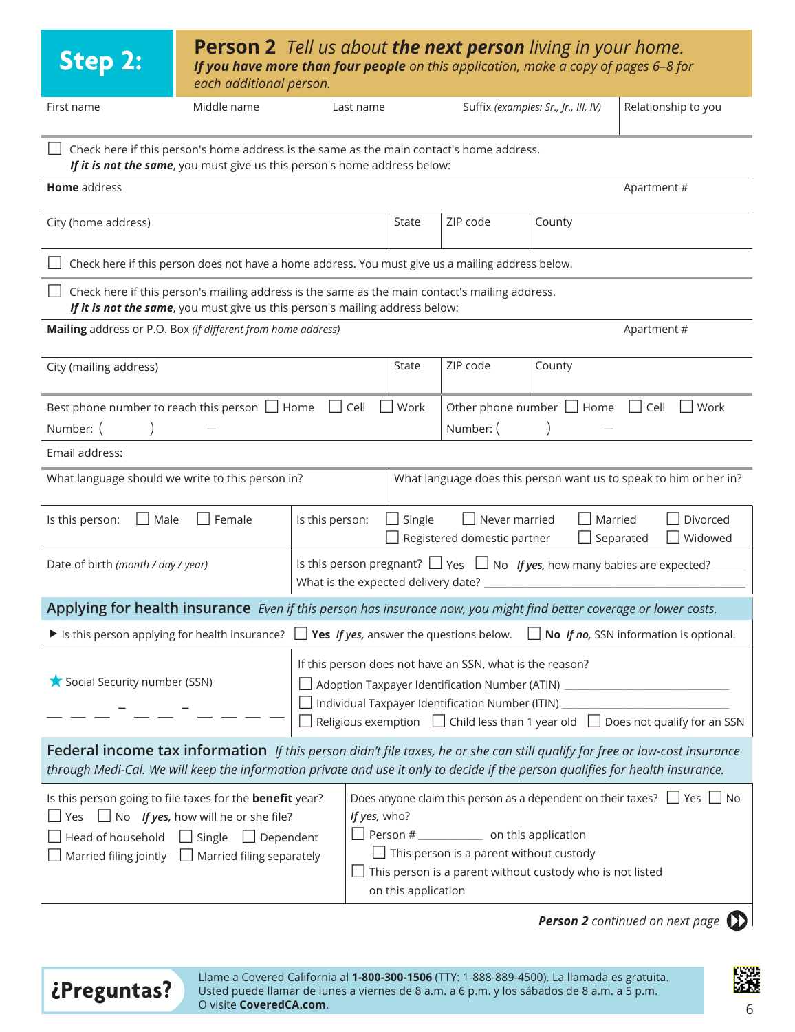# Step 2:

## Person 2 *Tell us about **the next person** living in your home.*

***If you have more than four people** on this application, make a copy of pages 6–8 for each additional person.*

| First name | Middle name | Last name | Suffix *(examples: Sr., Jr., III, IV)* | Relationship to you |
|---|---|---|---|---|
| | | | | |

☐ Check here if this person's home address is the same as the main contact's home address.
***If it is not the same**, you must give us this person's home address below:*

| **Home** address | | | | Apartment # |
|---|---|---|---|---|
| City (home address) | State | ZIP code | County | |

☐ Check here if this person does not have a home address. You must give us a mailing address below.

☐ Check here if this person's mailing address is the same as the main contact's mailing address.
***If it is not the same**, you must give us this person's mailing address below:*

| **Mailing** address or P.O. Box *(if different from home address)* | | | | Apartment # |
|---|---|---|---|---|
| City (mailing address) | State | ZIP code | County | |

| Best phone number to reach this person ☐ Home ☐ Cell ☐ Work | Other phone number ☐ Home ☐ Cell ☐ Work |
|---|---|
| Number: (        )        — | Number: (        )        — |

Email address:

| What language should we write to this person in? | What language does this person want us to speak to him or her in? |
|---|---|
| | |

| Is this person: ☐ Male ☐ Female | Is this person: ☐ Single ☐ Never married ☐ Married ☐ Divorced ☐ Registered domestic partner ☐ Separated ☐ Widowed |
|---|---|
| Date of birth *(month / day / year)* | Is this person pregnant? ☐ Yes ☐ No ***If yes,*** how many babies are expected?______ What is the expected delivery date? ____________ |

## Applying for health insurance *Even if this person has insurance now, you might find better coverage or lower costs.*

▶ Is this person applying for health insurance? ☐ **Yes** ***If yes,*** answer the questions below. ☐ **No** ***If no,*** SSN information is optional.

| ★ Social Security number (SSN) | If this person does not have an SSN, what is the reason? |
|---|---|
| ___ ___ ___ - ___ ___ - ___ ___ ___ ___ | ☐ Adoption Taxpayer Identification Number (ATIN) ____________ |
| | ☐ Individual Taxpayer Identification Number (ITIN) ____________ |
| | ☐ Religious exemption ☐ Child less than 1 year old ☐ Does not qualify for an SSN |

## Federal income tax information *If this person didn't file taxes, he or she can still qualify for free or low-cost insurance through Medi-Cal. We will keep the information private and use it only to decide if the person qualifies for health insurance.*

| Is this person going to file taxes for the **benefit** year? | Does anyone claim this person as a dependent on their taxes? ☐ Yes ☐ No |
|---|---|
| ☐ Yes ☐ No ***If yes,*** how will he or she file? | ***If yes,*** who? |
| ☐ Head of household ☐ Single ☐ Dependent | ☐ Person # ________ on this application |
| ☐ Married filing jointly ☐ Married filing separately | ☐ This person is a parent without custody |
| | ☐ This person is a parent without custody who is not listed on this application |

***Person 2** continued on next page*

**¿Preguntas?** Llame a Covered California al **1-800-300-1506** (TTY: 1-888-889-4500). La llamada es gratuita. Usted puede llamar de lunes a viernes de 8 a.m. a 6 p.m. y los sábados de 8 a.m. a 5 p.m. O visite **CoveredCA.com**.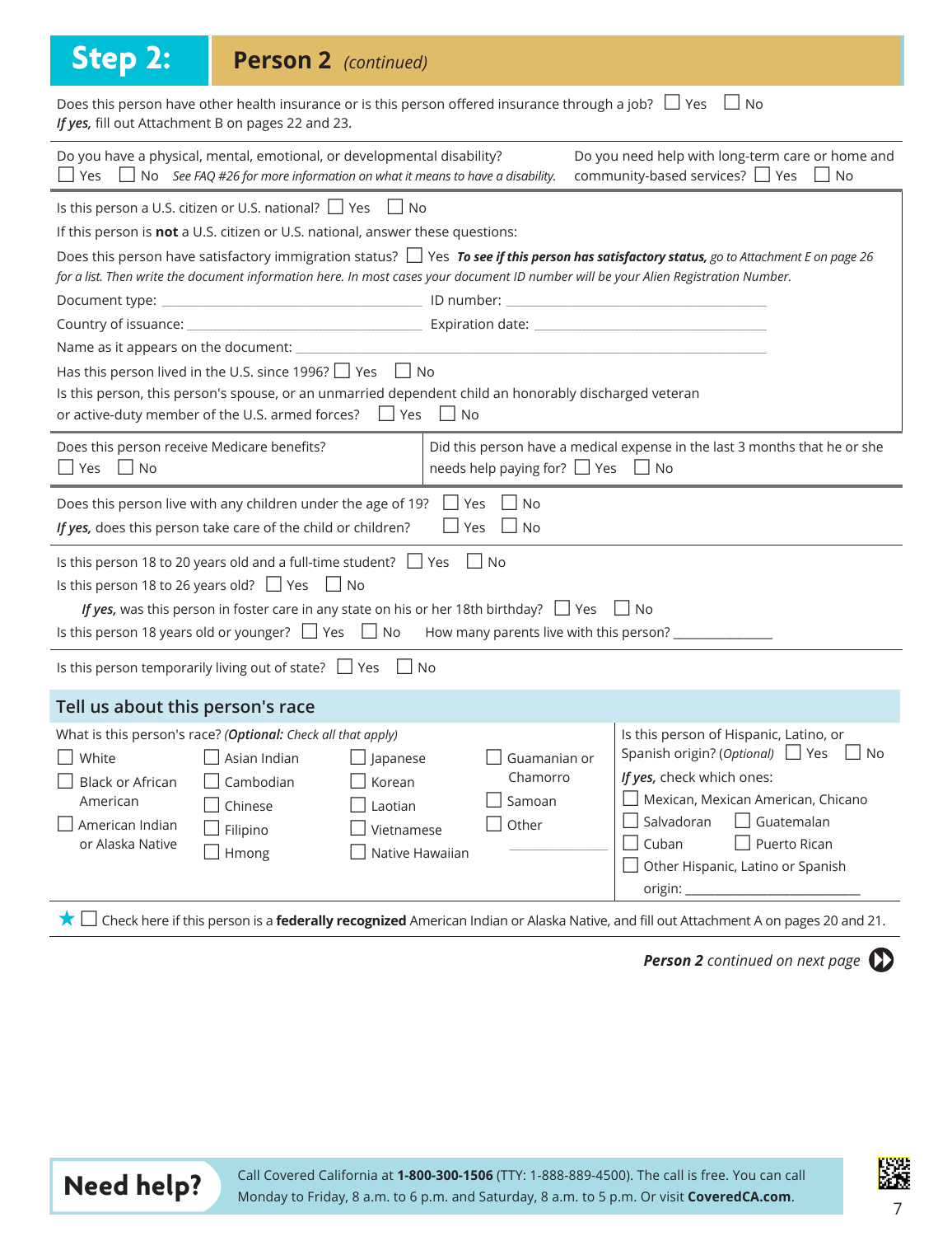## Step 2: Person 2 *(continued)*

Does this person have other health insurance or is this person offered insurance through a job? ☐ Yes ☐ No
***If yes,*** fill out Attachment B on pages 22 and 23.

Do you have a physical, mental, emotional, or developmental disability? ☐ Yes ☐ No *See FAQ #26 for more information on what it means to have a disability.*

Do you need help with long-term care or home and community-based services? ☐ Yes ☐ No

Is this person a U.S. citizen or U.S. national? ☐ Yes ☐ No

If this person is **not** a U.S. citizen or U.S. national, answer these questions:

Does this person have satisfactory immigration status? ☐ Yes ***To see if this person has satisfactory status,*** *go to Attachment E on page 26 for a list. Then write the document information here. In most cases your document ID number will be your Alien Registration Number.*

Document type: ______________________ ID number: ______________________

Country of issuance: ______________________ Expiration date: ______________________

Name as it appears on the document: ______________________

Has this person lived in the U.S. since 1996? ☐ Yes ☐ No

Is this person, this person's spouse, or an unmarried dependent child an honorably discharged veteran or active-duty member of the U.S. armed forces? ☐ Yes ☐ No

Does this person receive Medicare benefits? ☐ Yes ☐ No

Did this person have a medical expense in the last 3 months that he or she needs help paying for? ☐ Yes ☐ No

Does this person live with any children under the age of 19? ☐ Yes ☐ No
***If yes,*** does this person take care of the child or children? ☐ Yes ☐ No

Is this person 18 to 20 years old and a full-time student? ☐ Yes ☐ No

Is this person 18 to 26 years old? ☐ Yes ☐ No

***If yes,*** was this person in foster care in any state on his or her 18th birthday? ☐ Yes ☐ No

Is this person 18 years old or younger? ☐ Yes ☐ No How many parents live with this person? ______________

Is this person temporarily living out of state? ☐ Yes ☐ No

### Tell us about this person's race

What is this person's race? (***Optional:*** *Check all that apply)*

- ☐ White
- ☐ Black or African American
- ☐ American Indian or Alaska Native
- ☐ Asian Indian
- ☐ Cambodian
- ☐ Chinese
- ☐ Filipino
- ☐ Hmong
- ☐ Japanese
- ☐ Korean
- ☐ Laotian
- ☐ Vietnamese
- ☐ Native Hawaiian
- ☐ Guamanian or Chamorro
- ☐ Samoan
- ☐ Other ______________

Is this person of Hispanic, Latino, or Spanish origin? (*Optional*) ☐ Yes ☐ No

***If yes,*** check which ones:

- ☐ Mexican, Mexican American, Chicano
- ☐ Salvadoran
- ☐ Guatemalan
- ☐ Cuban
- ☐ Puerto Rican
- ☐ Other Hispanic, Latino or Spanish origin: ______________

★ ☐ Check here if this person is a **federally recognized** American Indian or Alaska Native, and fill out Attachment A on pages 20 and 21.

***Person 2*** *continued on next page*

**Need help?** Call Covered California at **1-800-300-1506** (TTY: 1-888-889-4500). The call is free. You can call Monday to Friday, 8 a.m. to 6 p.m. and Saturday, 8 a.m. to 5 p.m. Or visit **CoveredCA.com**.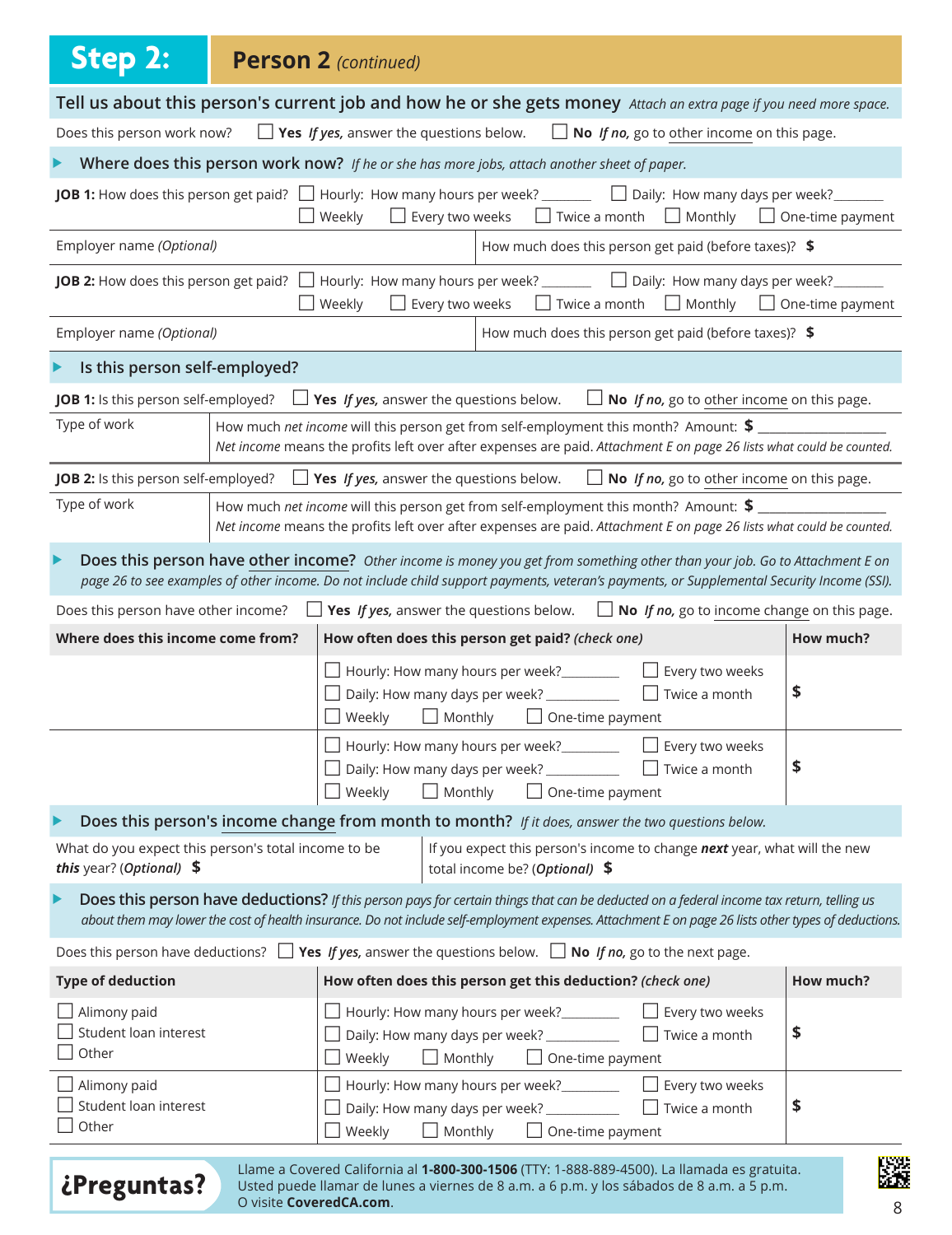# Step 2: Person 2 *(continued)*

## Tell us about this person's current job and how he or she gets money *Attach an extra page if you need more space.*

Does this person work now? ☐ **Yes** *If yes,* answer the questions below. ☐ **No** *If no,* go to other income on this page.

### Where does this person work now? *If he or she has more jobs, attach another sheet of paper.*

**JOB 1:** How does this person get paid? ☐ Hourly: How many hours per week? ______ ☐ Daily: How many days per week? ______ ☐ Weekly ☐ Every two weeks ☐ Twice a month ☐ Monthly ☐ One-time payment

| Employer name *(Optional)* | How much does this person get paid (before taxes)? **$** |
|---|---|

**JOB 2:** How does this person get paid? ☐ Hourly: How many hours per week? ______ ☐ Daily: How many days per week? ______ ☐ Weekly ☐ Every two weeks ☐ Twice a month ☐ Monthly ☐ One-time payment

| Employer name *(Optional)* | How much does this person get paid (before taxes)? **$** |
|---|---|

### Is this person self-employed?

**JOB 1:** Is this person self-employed? ☐ **Yes** *If yes,* answer the questions below. ☐ **No** *If no,* go to other income on this page.

| Type of work | How much *net income* will this person get from self-employment this month? Amount: **$** ____________ *Net income* means the profits left over after expenses are paid. *Attachment E on page 26 lists what could be counted.* |
|---|---|

**JOB 2:** Is this person self-employed? ☐ **Yes** *If yes,* answer the questions below. ☐ **No** *If no,* go to other income on this page.

| Type of work | How much *net income* will this person get from self-employment this month? Amount: **$** ____________ *Net income* means the profits left over after expenses are paid. *Attachment E on page 26 lists what could be counted.* |
|---|---|

### Does this person have other income? *Other income is money you get from something other than your job. Go to Attachment E on page 26 to see examples of other income. Do not include child support payments, veteran's payments, or Supplemental Security Income (SSI).*

Does this person have other income? ☐ **Yes** *If yes,* answer the questions below. ☐ **No** *If no,* go to income change on this page.

| Where does this income come from? | How often does this person get paid? *(check one)* | How much? |
|---|---|---|
| | ☐ Hourly: How many hours per week? ______ ☐ Every two weeks ☐ Daily: How many days per week? ______ ☐ Twice a month ☐ Weekly ☐ Monthly ☐ One-time payment | $ |
| | ☐ Hourly: How many hours per week? ______ ☐ Every two weeks ☐ Daily: How many days per week? ______ ☐ Twice a month ☐ Weekly ☐ Monthly ☐ One-time payment | $ |

### Does this person's income change from month to month? *If it does, answer the two questions below.*

| What do you expect this person's total income to be *this* year? *(Optional)* **$** | If you expect this person's income to change ***next*** year, what will the new total income be? *(Optional)* **$** |
|---|---|

### Does this person have deductions? *If this person pays for certain things that can be deducted on a federal income tax return, telling us about them may lower the cost of health insurance. Do not include self-employment expenses. Attachment E on page 26 lists other types of deductions.*

Does this person have deductions? ☐ **Yes** *If yes,* answer the questions below. ☐ **No** *If no,* go to the next page.

| Type of deduction | How often does this person get this deduction? *(check one)* | How much? |
|---|---|---|
| ☐ Alimony paid ☐ Student loan interest ☐ Other | ☐ Hourly: How many hours per week? ______ ☐ Every two weeks ☐ Daily: How many days per week? ______ ☐ Twice a month ☐ Weekly ☐ Monthly ☐ One-time payment | $ |
| ☐ Alimony paid ☐ Student loan interest ☐ Other | ☐ Hourly: How many hours per week? ______ ☐ Every two weeks ☐ Daily: How many days per week? ______ ☐ Twice a month ☐ Weekly ☐ Monthly ☐ One-time payment | $ |

**¿Preguntas?** Llame a Covered California al **1-800-300-1506** (TTY: 1-888-889-4500). La llamada es gratuita. Usted puede llamar de lunes a viernes de 8 a.m. a 6 p.m. y los sábados de 8 a.m. a 5 p.m. O visite **CoveredCA.com**.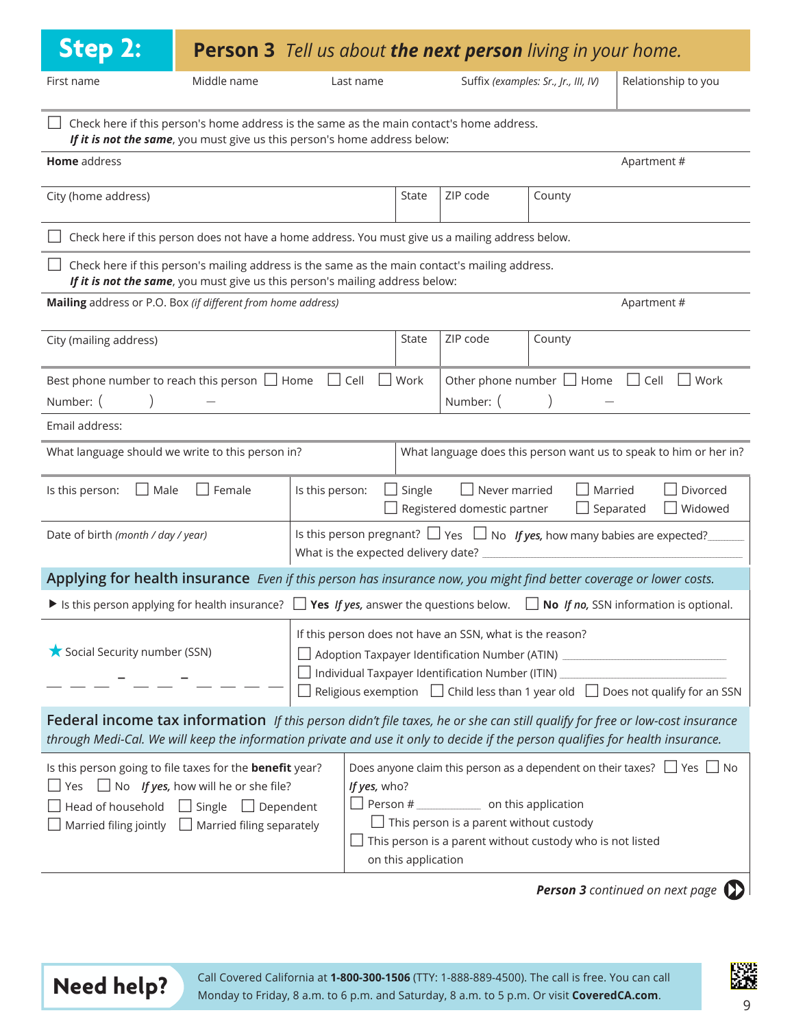## Step 2: Person 3 *Tell us about **the next person** living in your home.*

| First name | Middle name | Last name | Suffix *(examples: Sr., Jr., III, IV)* | Relationship to you |
|---|---|---|---|---|
| | | | | |

☐ Check here if this person's home address is the same as the main contact's home address.
***If it is not the same***, you must give us this person's home address below:

| **Home** address | | | Apartment # |
|---|---|---|---|
| City (home address) | State | ZIP code | County |

☐ Check here if this person does not have a home address. You must give us a mailing address below.

☐ Check here if this person's mailing address is the same as the main contact's mailing address.
***If it is not the same***, you must give us this person's mailing address below:

| **Mailing** address or P.O. Box *(if different from home address)* | | | Apartment # |
|---|---|---|---|
| City (mailing address) | State | ZIP code | County |

| Best phone number to reach this person ☐ Home ☐ Cell ☐ Work | Other phone number ☐ Home ☐ Cell ☐ Work |
|---|---|
| Number: (     ) — | Number: (     ) — |

Email address:

| What language should we write to this person in? | What language does this person want us to speak to him or her in? |
|---|---|
| | |

| Is this person: ☐ Male ☐ Female | Is this person: ☐ Single ☐ Never married ☐ Married ☐ Divorced ☐ Registered domestic partner ☐ Separated ☐ Widowed |
|---|---|
| Date of birth *(month / day / year)* | Is this person pregnant? ☐ Yes ☐ No ***If yes,*** how many babies are expected?______ What is the expected delivery date? ______ |

### Applying for health insurance *Even if this person has insurance now, you might find better coverage or lower costs.*

▶ Is this person applying for health insurance? ☐ **Yes** ***If yes,*** answer the questions below. ☐ **No** ***If no,*** SSN information is optional.

| ★ Social Security number (SSN) | If this person does not have an SSN, what is the reason? |
|---|---|
| ___ ___ ___ - ___ ___ - ___ ___ ___ ___ | ☐ Adoption Taxpayer Identification Number (ATIN) ______ ☐ Individual Taxpayer Identification Number (ITIN) ______ ☐ Religious exemption ☐ Child less than 1 year old ☐ Does not qualify for an SSN |

### Federal income tax information *If this person didn't file taxes, he or she can still qualify for free or low-cost insurance through Medi-Cal. We will keep the information private and use it only to decide if the person qualifies for health insurance.*

| Is this person going to file taxes for the **benefit** year? | Does anyone claim this person as a dependent on their taxes? ☐ Yes ☐ No |
|---|---|
| ☐ Yes ☐ No ***If yes,*** how will he or she file? ☐ Head of household ☐ Single ☐ Dependent ☐ Married filing jointly ☐ Married filing separately | ***If yes,*** who? ☐ Person # ______ on this application ☐ This person is a parent without custody ☐ This person is a parent without custody who is not listed on this application |

***Person 3*** *continued on next page*

**Need help?** Call Covered California at **1-800-300-1506** (TTY: 1-888-889-4500). The call is free. You can call Monday to Friday, 8 a.m. to 6 p.m. and Saturday, 8 a.m. to 5 p.m. Or visit **CoveredCA.com**.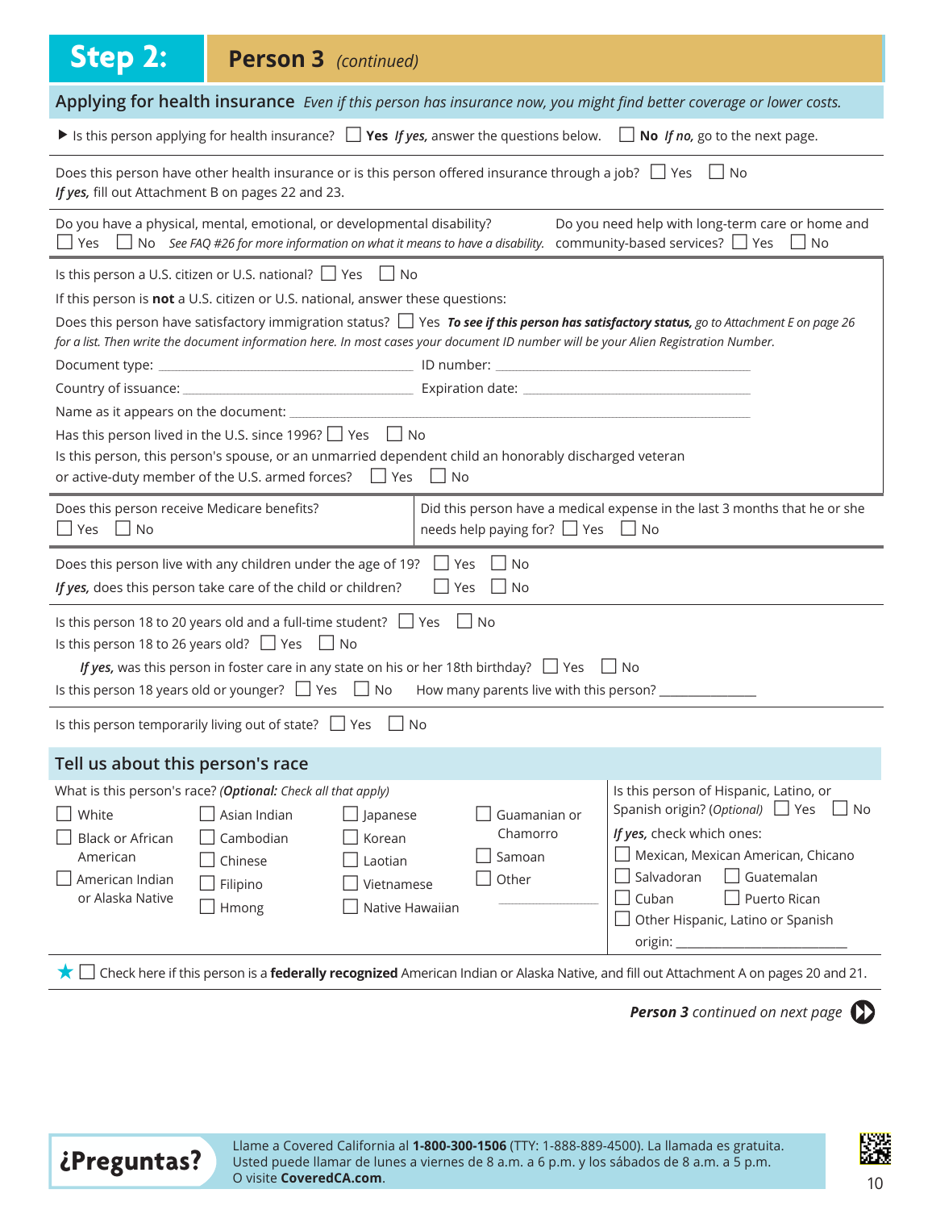# Step 2: Person 3 *(continued)*

## Applying for health insurance *Even if this person has insurance now, you might find better coverage or lower costs.*

▶ Is this person applying for health insurance? ☐ **Yes** ***If yes,*** answer the questions below. ☐ **No** ***If no,*** go to the next page.

Does this person have other health insurance or is this person offered insurance through a job? ☐ Yes ☐ No
***If yes,*** fill out Attachment B on pages 22 and 23.

Do you have a physical, mental, emotional, or developmental disability? ☐ Yes ☐ No *See FAQ #26 for more information on what it means to have a disability.*

Do you need help with long-term care or home and community-based services? ☐ Yes ☐ No

Is this person a U.S. citizen or U.S. national? ☐ Yes ☐ No

If this person is **not** a U.S. citizen or U.S. national, answer these questions:

Does this person have satisfactory immigration status? ☐ Yes ***To see if this person has satisfactory status,*** *go to Attachment E on page 26 for a list. Then write the document information here. In most cases your document ID number will be your Alien Registration Number.*

Document type: ______________________ ID number: ______________________

Country of issuance: ______________________ Expiration date: ______________________

Name as it appears on the document: ______________________

Has this person lived in the U.S. since 1996? ☐ Yes ☐ No

Is this person, this person's spouse, or an unmarried dependent child an honorably discharged veteran or active-duty member of the U.S. armed forces? ☐ Yes ☐ No

Does this person receive Medicare benefits? ☐ Yes ☐ No

Did this person have a medical expense in the last 3 months that he or she needs help paying for? ☐ Yes ☐ No

Does this person live with any children under the age of 19? ☐ Yes ☐ No
***If yes,*** does this person take care of the child or children? ☐ Yes ☐ No

Is this person 18 to 20 years old and a full-time student? ☐ Yes ☐ No
Is this person 18 to 26 years old? ☐ Yes ☐ No
***If yes,*** was this person in foster care in any state on his or her 18th birthday? ☐ Yes ☐ No
Is this person 18 years old or younger? ☐ Yes ☐ No How many parents live with this person? ______________

Is this person temporarily living out of state? ☐ Yes ☐ No

## Tell us about this person's race

What is this person's race? *(**Optional:** Check all that apply)*

☐ White
☐ Black or African American
☐ American Indian or Alaska Native
☐ Asian Indian
☐ Cambodian
☐ Chinese
☐ Filipino
☐ Hmong
☐ Japanese
☐ Korean
☐ Laotian
☐ Vietnamese
☐ Native Hawaiian
☐ Guamanian or Chamorro
☐ Samoan
☐ Other ______________

Is this person of Hispanic, Latino, or Spanish origin? *(Optional)* ☐ Yes ☐ No
***If yes,*** check which ones:
☐ Mexican, Mexican American, Chicano
☐ Salvadoran
☐ Guatemalan
☐ Cuban
☐ Puerto Rican
☐ Other Hispanic, Latino or Spanish origin: ______________

★ ☐ Check here if this person is a **federally recognized** American Indian or Alaska Native, and fill out Attachment A on pages 20 and 21.

***Person 3*** *continued on next page*

**¿Preguntas?** Llame a Covered California al **1-800-300-1506** (TTY: 1-888-889-4500). La llamada es gratuita. Usted puede llamar de lunes a viernes de 8 a.m. a 6 p.m. y los sábados de 8 a.m. a 5 p.m. O visite **CoveredCA.com**.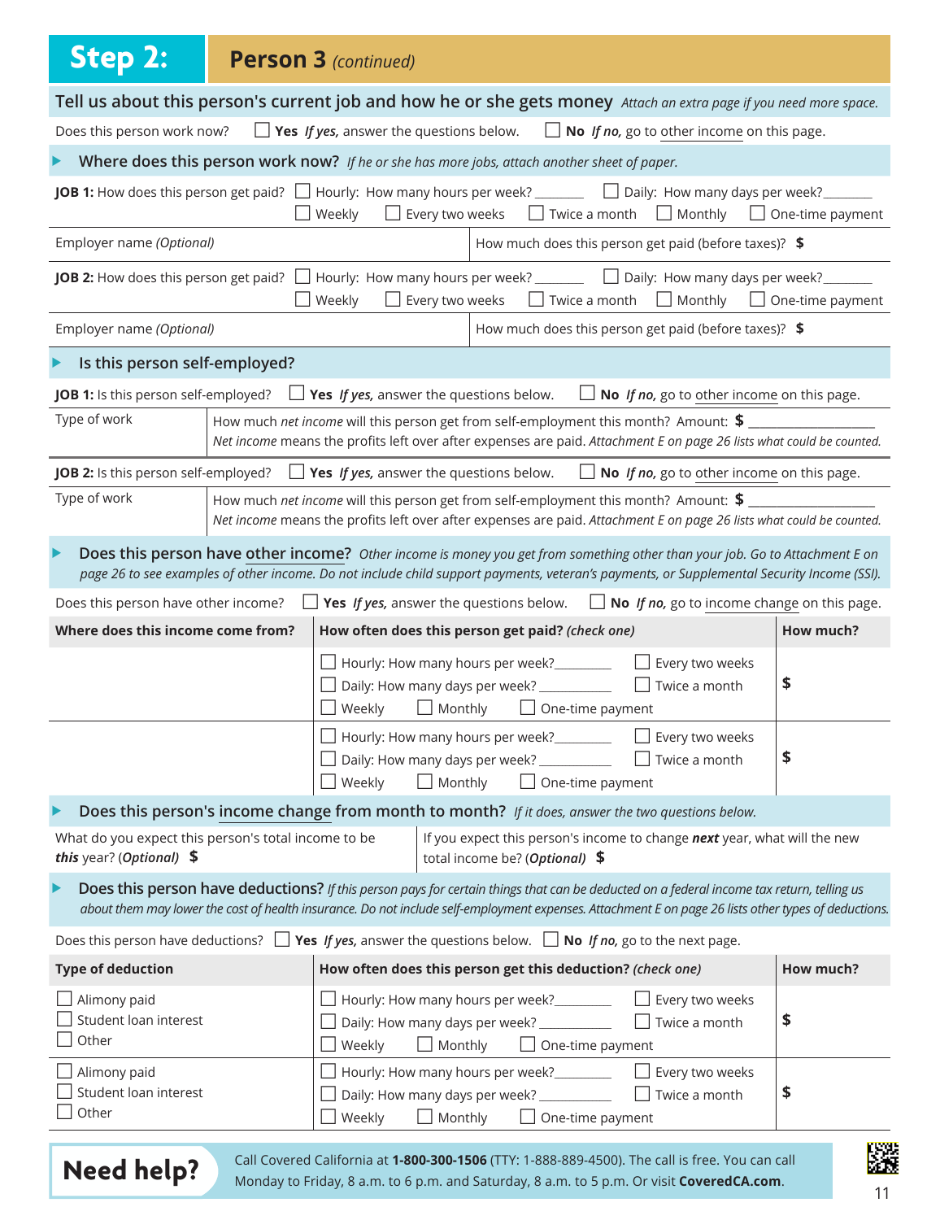# Step 2: Person 3 *(continued)*

## Tell us about this person's current job and how he or she gets money *Attach an extra page if you need more space.*

Does this person work now? ☐ **Yes** *If yes,* answer the questions below. ☐ **No** *If no,* go to other income on this page.

### Where does this person work now? *If he or she has more jobs, attach another sheet of paper.*

**JOB 1:** How does this person get paid? ☐ Hourly: How many hours per week? _______ ☐ Daily: How many days per week? _______ ☐ Weekly ☐ Every two weeks ☐ Twice a month ☐ Monthly ☐ One-time payment

| Employer name *(Optional)* | How much does this person get paid (before taxes)? **$** |
|---|---|

**JOB 2:** How does this person get paid? ☐ Hourly: How many hours per week? _______ ☐ Daily: How many days per week? _______ ☐ Weekly ☐ Every two weeks ☐ Twice a month ☐ Monthly ☐ One-time payment

| Employer name *(Optional)* | How much does this person get paid (before taxes)? **$** |
|---|---|

### Is this person self-employed?

**JOB 1:** Is this person self-employed? ☐ **Yes** *If yes,* answer the questions below. ☐ **No** *If no,* go to other income on this page.

| Type of work | How much *net income* will this person get from self-employment this month? Amount: **$** ___________ *Net income* means the profits left over after expenses are paid. *Attachment E on page 26 lists what could be counted.* |
|---|---|

**JOB 2:** Is this person self-employed? ☐ **Yes** *If yes,* answer the questions below. ☐ **No** *If no,* go to other income on this page.

| Type of work | How much *net income* will this person get from self-employment this month? Amount: **$** ___________ *Net income* means the profits left over after expenses are paid. *Attachment E on page 26 lists what could be counted.* |
|---|---|

### Does this person have other income? *Other income is money you get from something other than your job. Go to Attachment E on page 26 to see examples of other income. Do not include child support payments, veteran's payments, or Supplemental Security Income (SSI).*

Does this person have other income? ☐ **Yes** *If yes,* answer the questions below. ☐ **No** *If no,* go to income change on this page.

| Where does this income come from? | How often does this person get paid? *(check one)* | How much? |
|---|---|---|
| | ☐ Hourly: How many hours per week? _______ ☐ Every two weeks ☐ Daily: How many days per week? _______ ☐ Twice a month ☐ Weekly ☐ Monthly ☐ One-time payment | $ |
| | ☐ Hourly: How many hours per week? _______ ☐ Every two weeks ☐ Daily: How many days per week? _______ ☐ Twice a month ☐ Weekly ☐ Monthly ☐ One-time payment | $ |

### Does this person's income change from month to month? *If it does, answer the two questions below.*

| What do you expect this person's total income to be ***this*** year? *(Optional)* **$** | If you expect this person's income to change ***next*** year, what will the new total income be? *(Optional)* **$** |
|---|---|

### Does this person have deductions? *If this person pays for certain things that can be deducted on a federal income tax return, telling us about them may lower the cost of health insurance. Do not include self-employment expenses. Attachment E on page 26 lists other types of deductions.*

Does this person have deductions? ☐ **Yes** *If yes,* answer the questions below. ☐ **No** *If no,* go to the next page.

| Type of deduction | How often does this person get this deduction? *(check one)* | How much? |
|---|---|---|
| ☐ Alimony paid ☐ Student loan interest ☐ Other | ☐ Hourly: How many hours per week? _______ ☐ Every two weeks ☐ Daily: How many days per week? _______ ☐ Twice a month ☐ Weekly ☐ Monthly ☐ One-time payment | $ |
| ☐ Alimony paid ☐ Student loan interest ☐ Other | ☐ Hourly: How many hours per week? _______ ☐ Every two weeks ☐ Daily: How many days per week? _______ ☐ Twice a month ☐ Weekly ☐ Monthly ☐ One-time payment | $ |

**Need help?** Call Covered California at **1-800-300-1506** (TTY: 1-888-889-4500). The call is free. You can call Monday to Friday, 8 a.m. to 6 p.m. and Saturday, 8 a.m. to 5 p.m. Or visit **CoveredCA.com**.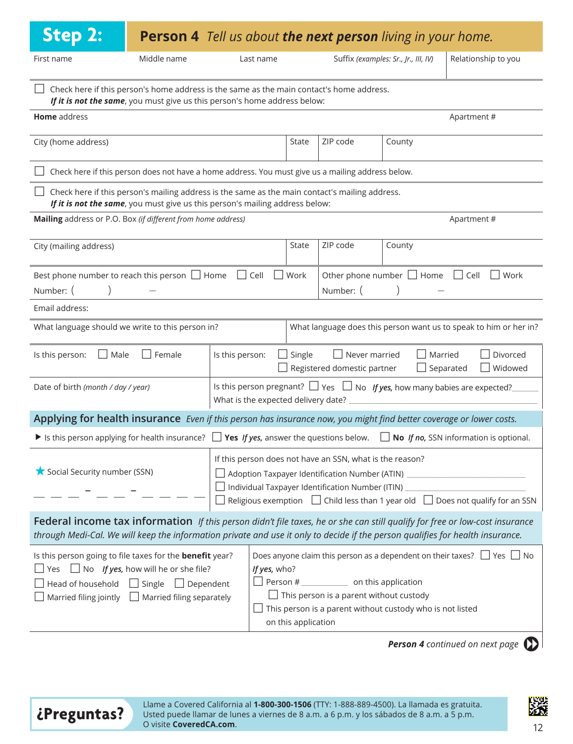## Step 2: Person 4 *Tell us about **the next person** living in your home.*

| First name | Middle name | Last name | Suffix *(examples: Sr., Jr., III, IV)* | Relationship to you |
|---|---|---|---|---|
| | | | | |

☐ Check here if this person's home address is the same as the main contact's home address.
***If it is not the same***, you must give us this person's home address below:

| **Home** address | | | Apartment # |
|---|---|---|---|
| City (home address) | State | ZIP code | County |

☐ Check here if this person does not have a home address. You must give us a mailing address below.

☐ Check here if this person's mailing address is the same as the main contact's mailing address.
***If it is not the same***, you must give us this person's mailing address below:

| **Mailing** address or P.O. Box *(if different from home address)* | | | Apartment # |
|---|---|---|---|
| City (mailing address) | State | ZIP code | County |

| Best phone number to reach this person ☐ Home ☐ Cell ☐ Work | Other phone number ☐ Home ☐ Cell ☐ Work |
|---|---|
| Number: (   )   – | Number: (   )   – |

Email address:

| What language should we write to this person in? | What language does this person want us to speak to him or her in? |
|---|---|
| | |

| Is this person: ☐ Male ☐ Female | Is this person: ☐ Single ☐ Never married ☐ Married ☐ Divorced ☐ Registered domestic partner ☐ Separated ☐ Widowed |
|---|---|
| Date of birth *(month / day / year)* | Is this person pregnant? ☐ Yes ☐ No ***If yes,*** how many babies are expected?______ What is the expected delivery date? ______ |

### Applying for health insurance *Even if this person has insurance now, you might find better coverage or lower costs.*

▶ Is this person applying for health insurance? ☐ **Yes** ***If yes,*** answer the questions below. ☐ **No** ***If no,*** SSN information is optional.

| ★ Social Security number (SSN) | If this person does not have an SSN, what is the reason? |
|---|---|
| ___ ___ ___ - ___ ___ - ___ ___ ___ ___ | ☐ Adoption Taxpayer Identification Number (ATIN) ______ ☐ Individual Taxpayer Identification Number (ITIN) ______ ☐ Religious exemption ☐ Child less than 1 year old ☐ Does not qualify for an SSN |

### Federal income tax information *If this person didn't file taxes, he or she can still qualify for free or low-cost insurance through Medi-Cal. We will keep the information private and use it only to decide if the person qualifies for health insurance.*

| Is this person going to file taxes for the **benefit** year? | Does anyone claim this person as a dependent on their taxes? ☐ Yes ☐ No |
|---|---|
| ☐ Yes ☐ No ***If yes,*** how will he or she file? ☐ Head of household ☐ Single ☐ Dependent ☐ Married filing jointly ☐ Married filing separately | ***If yes,*** who? ☐ Person # ______ on this application ☐ This person is a parent without custody ☐ This person is a parent without custody who is not listed on this application |

***Person 4*** *continued on next page*

**¿Preguntas?** Llame a Covered California al **1-800-300-1506** (TTY: 1-888-889-4500). La llamada es gratuita. Usted puede llamar de lunes a viernes de 8 a.m. a 6 p.m. y los sábados de 8 a.m. a 5 p.m. O visite **CoveredCA.com**.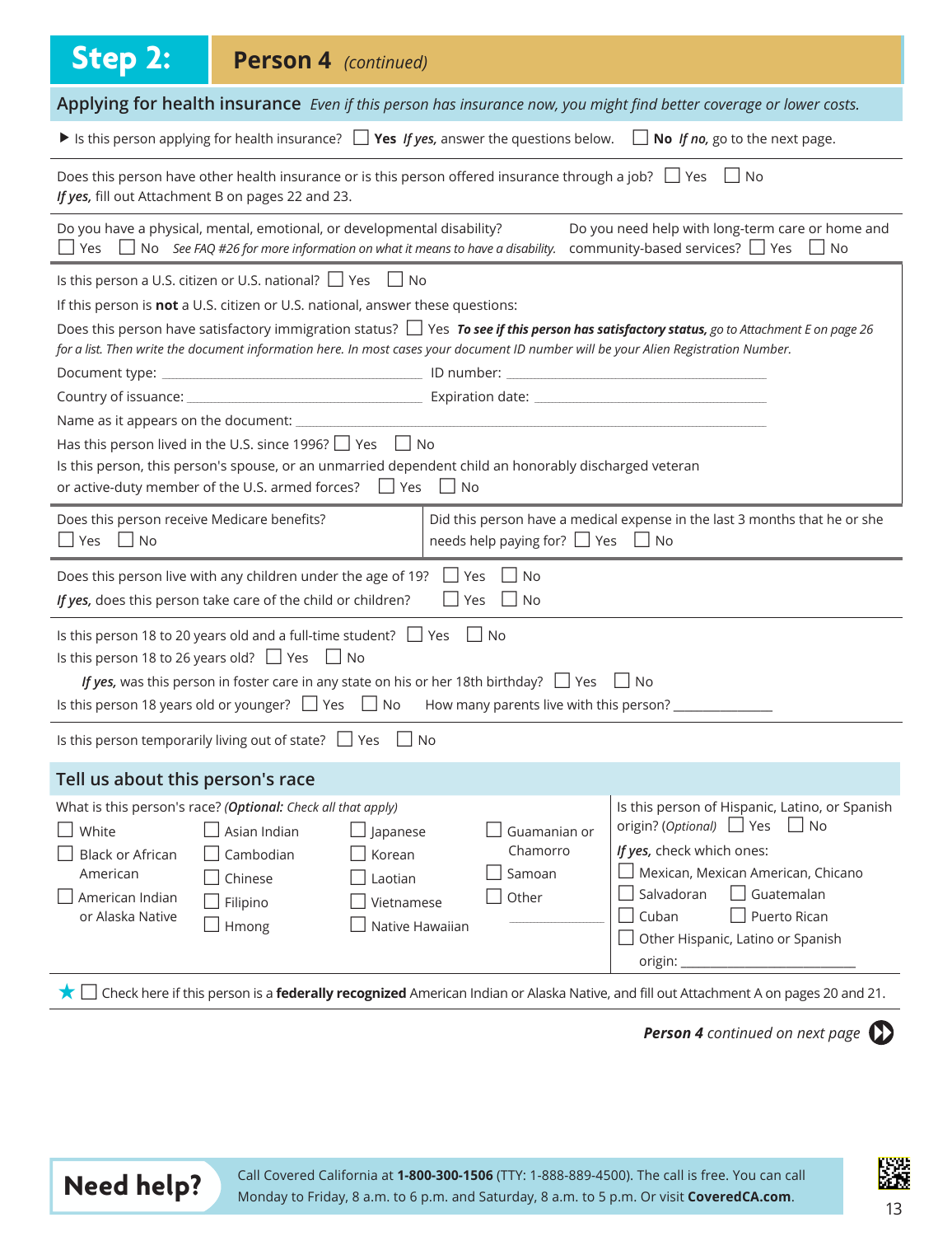# Step 2: Person 4 *(continued)*

## Applying for health insurance *Even if this person has insurance now, you might find better coverage or lower costs.*

▶ Is this person applying for health insurance? ☐ **Yes** *If yes,* answer the questions below. ☐ **No** *If no,* go to the next page.

Does this person have other health insurance or is this person offered insurance through a job? ☐ Yes ☐ No
*If yes,* fill out Attachment B on pages 22 and 23.

Do you have a physical, mental, emotional, or developmental disability?
☐ Yes ☐ No *See FAQ #26 for more information on what it means to have a disability.*

Do you need help with long-term care or home and community-based services? ☐ Yes ☐ No

Is this person a U.S. citizen or U.S. national? ☐ Yes ☐ No

If this person is **not** a U.S. citizen or U.S. national, answer these questions:

Does this person have satisfactory immigration status? ☐ Yes ***To see if this person has satisfactory status,*** *go to Attachment E on page 26 for a list. Then write the document information here. In most cases your document ID number will be your Alien Registration Number.*

Document type: ______________________ ID number: ______________________

Country of issuance: ______________________ Expiration date: ______________________

Name as it appears on the document: ______________________

Has this person lived in the U.S. since 1996? ☐ Yes ☐ No

Is this person, this person's spouse, or an unmarried dependent child an honorably discharged veteran or active-duty member of the U.S. armed forces? ☐ Yes ☐ No

Does this person receive Medicare benefits?
☐ Yes ☐ No

Did this person have a medical expense in the last 3 months that he or she needs help paying for? ☐ Yes ☐ No

Does this person live with any children under the age of 19? ☐ Yes ☐ No
*If yes,* does this person take care of the child or children? ☐ Yes ☐ No

Is this person 18 to 20 years old and a full-time student? ☐ Yes ☐ No
Is this person 18 to 26 years old? ☐ Yes ☐ No
*If yes,* was this person in foster care in any state on his or her 18th birthday? ☐ Yes ☐ No
Is this person 18 years old or younger? ☐ Yes ☐ No How many parents live with this person? ______________

Is this person temporarily living out of state? ☐ Yes ☐ No

## Tell us about this person's race

What is this person's race? *(**Optional:** Check all that apply)*

☐ White
☐ Black or African American
☐ American Indian or Alaska Native
☐ Asian Indian
☐ Cambodian
☐ Chinese
☐ Filipino
☐ Hmong
☐ Japanese
☐ Korean
☐ Laotian
☐ Vietnamese
☐ Native Hawaiian
☐ Guamanian or Chamorro
☐ Samoan
☐ Other ______________

Is this person of Hispanic, Latino, or Spanish origin? *(Optional)* ☐ Yes ☐ No
*If yes,* check which ones:
☐ Mexican, Mexican American, Chicano
☐ Salvadoran
☐ Guatemalan
☐ Cuban
☐ Puerto Rican
☐ Other Hispanic, Latino or Spanish origin: ______________________

★ ☐ Check here if this person is a **federally recognized** American Indian or Alaska Native, and fill out Attachment A on pages 20 and 21.

***Person 4*** *continued on next page*

**Need help?** Call Covered California at **1-800-300-1506** (TTY: 1-888-889-4500). The call is free. You can call Monday to Friday, 8 a.m. to 6 p.m. and Saturday, 8 a.m. to 5 p.m. Or visit **CoveredCA.com**.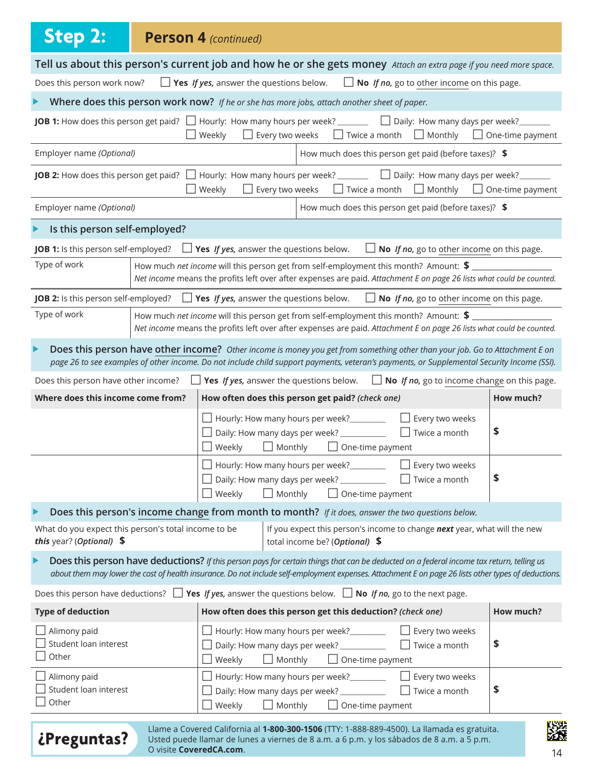# Step 2: Person 4 *(continued)*

## Tell us about this person's current job and how he or she gets money *Attach an extra page if you need more space.*

Does this person work now? ☐ **Yes** *If yes,* answer the questions below. ☐ **No** *If no,* go to other income on this page.

### ▶ Where does this person work now? *If he or she has more jobs, attach another sheet of paper.*

**JOB 1:** How does this person get paid? ☐ Hourly: How many hours per week? _______ ☐ Daily: How many days per week? _______
☐ Weekly ☐ Every two weeks ☐ Twice a month ☐ Monthly ☐ One-time payment

| Employer name *(Optional)* | How much does this person get paid (before taxes)? **$** |
|---|---|

**JOB 2:** How does this person get paid? ☐ Hourly: How many hours per week? _______ ☐ Daily: How many days per week? _______
☐ Weekly ☐ Every two weeks ☐ Twice a month ☐ Monthly ☐ One-time payment

| Employer name *(Optional)* | How much does this person get paid (before taxes)? **$** |
|---|---|

### ▶ Is this person self-employed?

**JOB 1:** Is this person self-employed? ☐ **Yes** *If yes,* answer the questions below. ☐ **No** *If no,* go to other income on this page.

| Type of work | How much *net income* will this person get from self-employment this month? Amount: **$** ________________ <br> *Net income* means the profits left over after expenses are paid. *Attachment E on page 26 lists what could be counted.* |
|---|---|

**JOB 2:** Is this person self-employed? ☐ **Yes** *If yes,* answer the questions below. ☐ **No** *If no,* go to other income on this page.

| Type of work | How much *net income* will this person get from self-employment this month? Amount: **$** ________________ <br> *Net income* means the profits left over after expenses are paid. *Attachment E on page 26 lists what could be counted.* |
|---|---|

### ▶ Does this person have other income? *Other income is money you get from something other than your job. Go to Attachment E on page 26 to see examples of other income. Do not include child support payments, veteran's payments, or Supplemental Security Income (SSI).*

Does this person have other income? ☐ **Yes** *If yes,* answer the questions below. ☐ **No** *If no,* go to income change on this page.

| Where does this income come from? | How often does this person get paid? *(check one)* | How much? |
|---|---|---|
| | ☐ Hourly: How many hours per week? _______ ☐ Every two weeks <br> ☐ Daily: How many days per week? _______ ☐ Twice a month <br> ☐ Weekly ☐ Monthly ☐ One-time payment | $ |
| | ☐ Hourly: How many hours per week? _______ ☐ Every two weeks <br> ☐ Daily: How many days per week? _______ ☐ Twice a month <br> ☐ Weekly ☐ Monthly ☐ One-time payment | $ |

### ▶ Does this person's income change from month to month? *If it does, answer the two questions below.*

| What do you expect this person's total income to be ***this*** year? *(Optional)* **$** | If you expect this person's income to change ***next*** year, what will the new total income be? *(Optional)* **$** |
|---|---|

### ▶ Does this person have deductions? *If this person pays for certain things that can be deducted on a federal income tax return, telling us about them may lower the cost of health insurance. Do not include self-employment expenses. Attachment E on page 26 lists other types of deductions.*

Does this person have deductions? ☐ **Yes** *If yes,* answer the questions below. ☐ **No** *If no,* go to the next page.

| Type of deduction | How often does this person get this deduction? *(check one)* | How much? |
|---|---|---|
| ☐ Alimony paid <br> ☐ Student loan interest <br> ☐ Other | ☐ Hourly: How many hours per week? _______ ☐ Every two weeks <br> ☐ Daily: How many days per week? _______ ☐ Twice a month <br> ☐ Weekly ☐ Monthly ☐ One-time payment | $ |
| ☐ Alimony paid <br> ☐ Student loan interest <br> ☐ Other | ☐ Hourly: How many hours per week? _______ ☐ Every two weeks <br> ☐ Daily: How many days per week? _______ ☐ Twice a month <br> ☐ Weekly ☐ Monthly ☐ One-time payment | $ |

**¿Preguntas?** Llame a Covered California al **1-800-300-1506** (TTY: 1-888-889-4500). La llamada es gratuita. Usted puede llamar de lunes a viernes de 8 a.m. a 6 p.m. y los sábados de 8 a.m. a 5 p.m. O visite **CoveredCA.com**.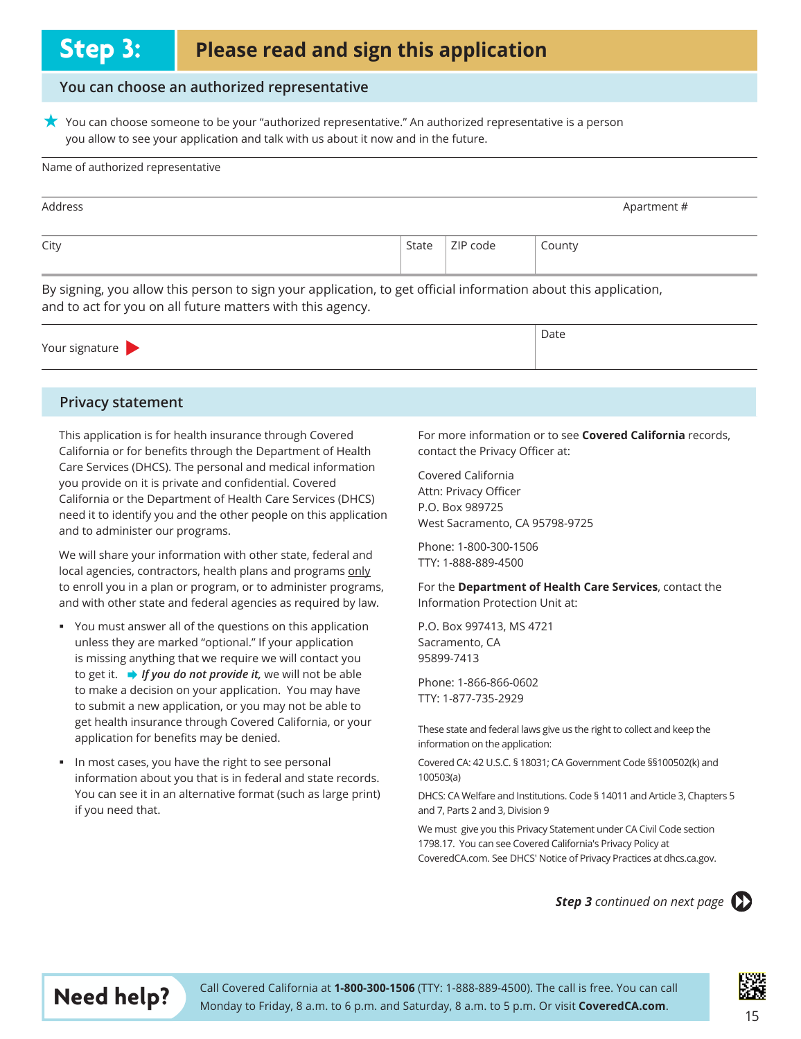# Step 3: Please read and sign this application

## You can choose an authorized representative

★ You can choose someone to be your "authorized representative." An authorized representative is a person you allow to see your application and talk with us about it now and in the future.

| Name of authorized representative | | | | |
|---|---|---|---|---|
| Address | | | | Apartment # |
| City | State | ZIP code | County | |

By signing, you allow this person to sign your application, to get official information about this application, and to act for you on all future matters with this agency.

| Your signature ▶ | Date |
|---|---|

## Privacy statement

This application is for health insurance through Covered California or for benefits through the Department of Health Care Services (DHCS). The personal and medical information you provide on it is private and confidential. Covered California or the Department of Health Care Services (DHCS) need it to identify you and the other people on this application and to administer our programs.

We will share your information with other state, federal and local agencies, contractors, health plans and programs only to enroll you in a plan or program, or to administer programs, and with other state and federal agencies as required by law.

- You must answer all of the questions on this application unless they are marked "optional." If your application is missing anything that we require we will contact you to get it. ➡ ***If you do not provide it,*** we will not be able to make a decision on your application. You may have to submit a new application, or you may not be able to get health insurance through Covered California, or your application for benefits may be denied.
- In most cases, you have the right to see personal information about you that is in federal and state records. You can see it in an alternative format (such as large print) if you need that.

For more information or to see **Covered California** records, contact the Privacy Officer at:

Covered California
Attn: Privacy Officer
P.O. Box 989725
West Sacramento, CA 95798-9725

Phone: 1-800-300-1506
TTY: 1-888-889-4500

For the **Department of Health Care Services**, contact the Information Protection Unit at:

P.O. Box 997413, MS 4721
Sacramento, CA
95899-7413

Phone: 1-866-866-0602
TTY: 1-877-735-2929

These state and federal laws give us the right to collect and keep the information on the application:

Covered CA: 42 U.S.C. § 18031; CA Government Code §§100502(k) and 100503(a)

DHCS: CA Welfare and Institutions. Code § 14011 and Article 3, Chapters 5 and 7, Parts 2 and 3, Division 9

We must give you this Privacy Statement under CA Civil Code section 1798.17. You can see Covered California's Privacy Policy at CoveredCA.com. See DHCS' Notice of Privacy Practices at dhcs.ca.gov.

***Step 3** continued on next page*

**Need help?** Call Covered California at **1-800-300-1506** (TTY: 1-888-889-4500). The call is free. You can call Monday to Friday, 8 a.m. to 6 p.m. and Saturday, 8 a.m. to 5 p.m. Or visit **CoveredCA.com**.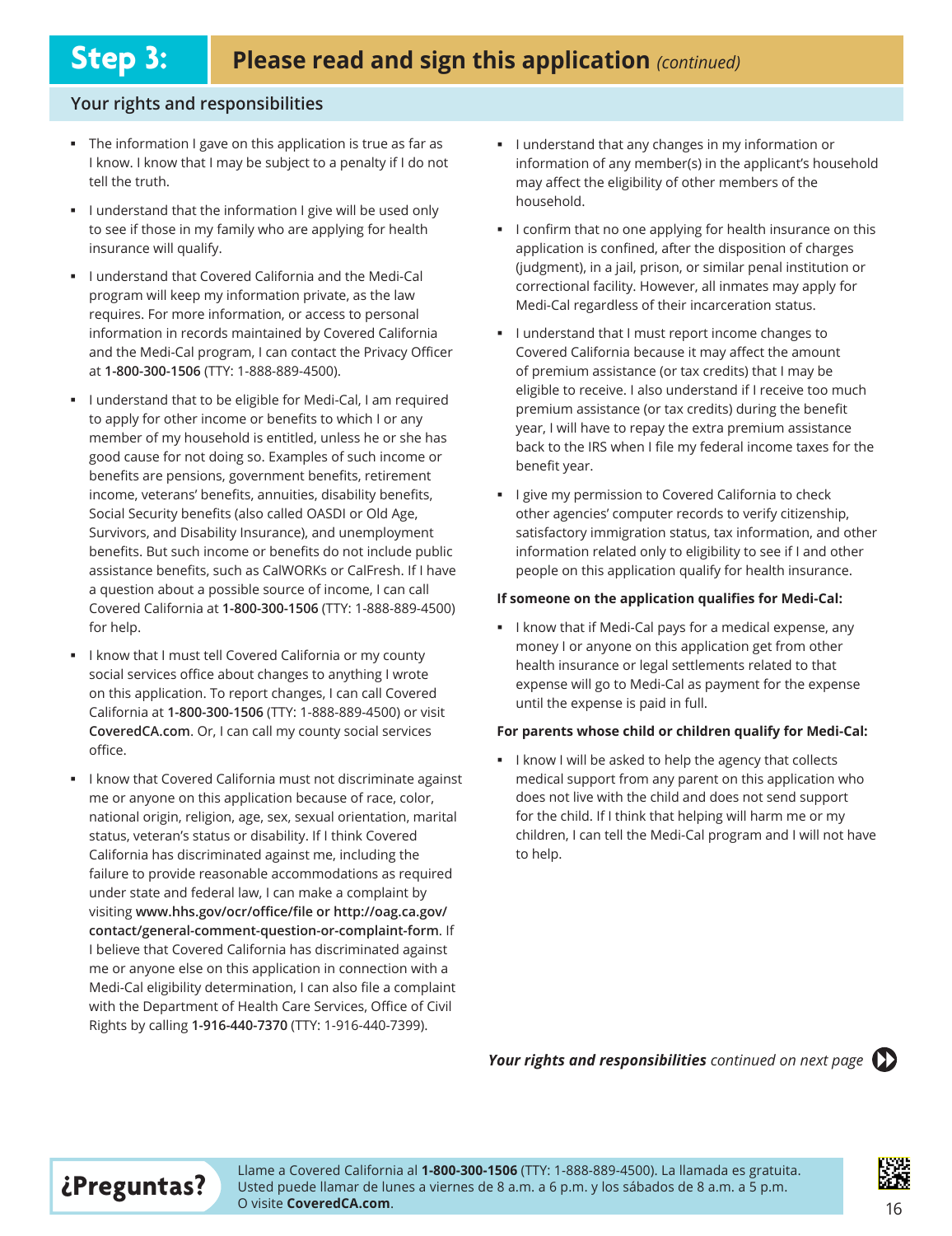# Step 3: Please read and sign this application *(continued)*

## Your rights and responsibilities

- The information I gave on this application is true as far as I know. I know that I may be subject to a penalty if I do not tell the truth.
- I understand that the information I give will be used only to see if those in my family who are applying for health insurance will qualify.
- I understand that Covered California and the Medi-Cal program will keep my information private, as the law requires. For more information, or access to personal information in records maintained by Covered California and the Medi-Cal program, I can contact the Privacy Officer at **1-800-300-1506** (TTY: 1-888-889-4500).
- I understand that to be eligible for Medi-Cal, I am required to apply for other income or benefits to which I or any member of my household is entitled, unless he or she has good cause for not doing so. Examples of such income or benefits are pensions, government benefits, retirement income, veterans' benefits, annuities, disability benefits, Social Security benefits (also called OASDI or Old Age, Survivors, and Disability Insurance), and unemployment benefits. But such income or benefits do not include public assistance benefits, such as CalWORKs or CalFresh. If I have a question about a possible source of income, I can call Covered California at **1-800-300-1506** (TTY: 1-888-889-4500) for help.
- I know that I must tell Covered California or my county social services office about changes to anything I wrote on this application. To report changes, I can call Covered California at **1-800-300-1506** (TTY: 1-888-889-4500) or visit **CoveredCA.com**. Or, I can call my county social services office.
- I know that Covered California must not discriminate against me or anyone on this application because of race, color, national origin, religion, age, sex, sexual orientation, marital status, veteran's status or disability. If I think Covered California has discriminated against me, including the failure to provide reasonable accommodations as required under state and federal law, I can make a complaint by visiting **www.hhs.gov/ocr/office/file or http://oag.ca.gov/contact/general-comment-question-or-complaint-form**. If I believe that Covered California has discriminated against me or anyone else on this application in connection with a Medi-Cal eligibility determination, I can also file a complaint with the Department of Health Care Services, Office of Civil Rights by calling **1-916-440-7370** (TTY: 1-916-440-7399).
- I understand that any changes in my information or information of any member(s) in the applicant's household may affect the eligibility of other members of the household.
- I confirm that no one applying for health insurance on this application is confined, after the disposition of charges (judgment), in a jail, prison, or similar penal institution or correctional facility. However, all inmates may apply for Medi-Cal regardless of their incarceration status.
- I understand that I must report income changes to Covered California because it may affect the amount of premium assistance (or tax credits) that I may be eligible to receive. I also understand if I receive too much premium assistance (or tax credits) during the benefit year, I will have to repay the extra premium assistance back to the IRS when I file my federal income taxes for the benefit year.
- I give my permission to Covered California to check other agencies' computer records to verify citizenship, satisfactory immigration status, tax information, and other information related only to eligibility to see if I and other people on this application qualify for health insurance.

**If someone on the application qualifies for Medi-Cal:**

- I know that if Medi-Cal pays for a medical expense, any money I or anyone on this application get from other health insurance or legal settlements related to that expense will go to Medi-Cal as payment for the expense until the expense is paid in full.

**For parents whose child or children qualify for Medi-Cal:**

- I know I will be asked to help the agency that collects medical support from any parent on this application who does not live with the child and does not send support for the child. If I think that helping will harm me or my children, I can tell the Medi-Cal program and I will not have to help.

***Your rights and responsibilities*** *continued on next page*

**¿Preguntas?** Llame a Covered California al **1-800-300-1506** (TTY: 1-888-889-4500). La llamada es gratuita. Usted puede llamar de lunes a viernes de 8 a.m. a 6 p.m. y los sábados de 8 a.m. a 5 p.m. O visite **CoveredCA.com**.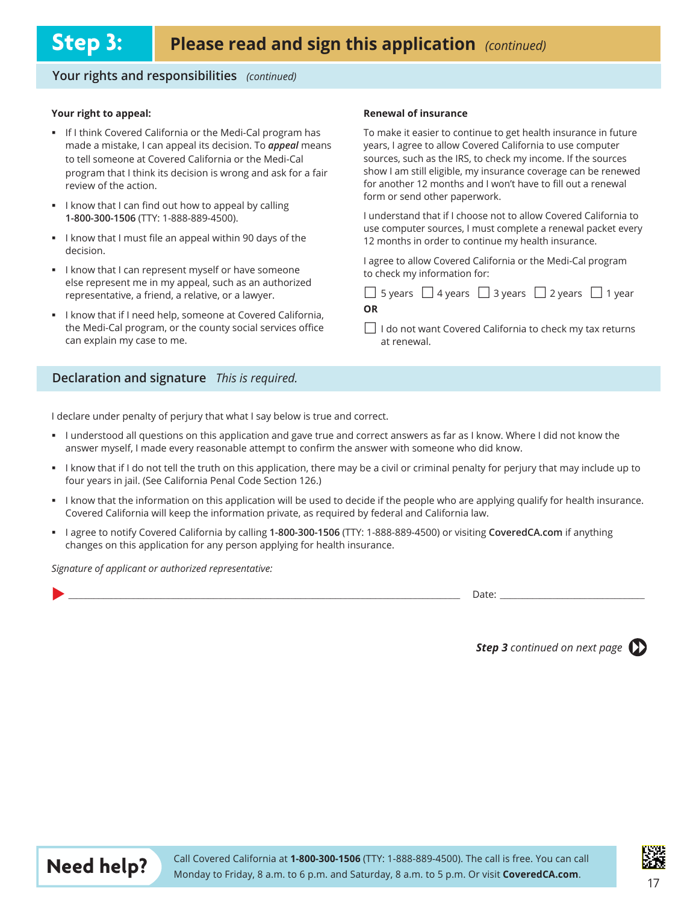# Step 3: Please read and sign this application *(continued)*

## Your rights and responsibilities *(continued)*

**Your right to appeal:**

- If I think Covered California or the Medi-Cal program has made a mistake, I can appeal its decision. To ***appeal*** means to tell someone at Covered California or the Medi-Cal program that I think its decision is wrong and ask for a fair review of the action.
- I know that I can find out how to appeal by calling **1-800-300-1506** (TTY: 1-888-889-4500).
- I know that I must file an appeal within 90 days of the decision.
- I know that I can represent myself or have someone else represent me in my appeal, such as an authorized representative, a friend, a relative, or a lawyer.
- I know that if I need help, someone at Covered California, the Medi-Cal program, or the county social services office can explain my case to me.

**Renewal of insurance**

To make it easier to continue to get health insurance in future years, I agree to allow Covered California to use computer sources, such as the IRS, to check my income. If the sources show I am still eligible, my insurance coverage can be renewed for another 12 months and I won't have to fill out a renewal form or send other paperwork.

I understand that if I choose not to allow Covered California to use computer sources, I must complete a renewal packet every 12 months in order to continue my health insurance.

I agree to allow Covered California or the Medi-Cal program to check my information for:

☐ 5 years ☐ 4 years ☐ 3 years ☐ 2 years ☐ 1 year

**OR**

☐ I do not want Covered California to check my tax returns at renewal.

## Declaration and signature *This is required.*

I declare under penalty of perjury that what I say below is true and correct.

- I understood all questions on this application and gave true and correct answers as far as I know. Where I did not know the answer myself, I made every reasonable attempt to confirm the answer with someone who did know.
- I know that if I do not tell the truth on this application, there may be a civil or criminal penalty for perjury that may include up to four years in jail. (See California Penal Code Section 126.)
- I know that the information on this application will be used to decide if the people who are applying qualify for health insurance. Covered California will keep the information private, as required by federal and California law.
- I agree to notify Covered California by calling **1-800-300-1506** (TTY: 1-888-889-4500) or visiting **CoveredCA.com** if anything changes on this application for any person applying for health insurance.

*Signature of applicant or authorized representative:*

▶ ______________________________________________ Date: ____________________

***Step 3*** *continued on next page*

**Need help?** Call Covered California at **1-800-300-1506** (TTY: 1-888-889-4500). The call is free. You can call Monday to Friday, 8 a.m. to 6 p.m. and Saturday, 8 a.m. to 5 p.m. Or visit **CoveredCA.com**.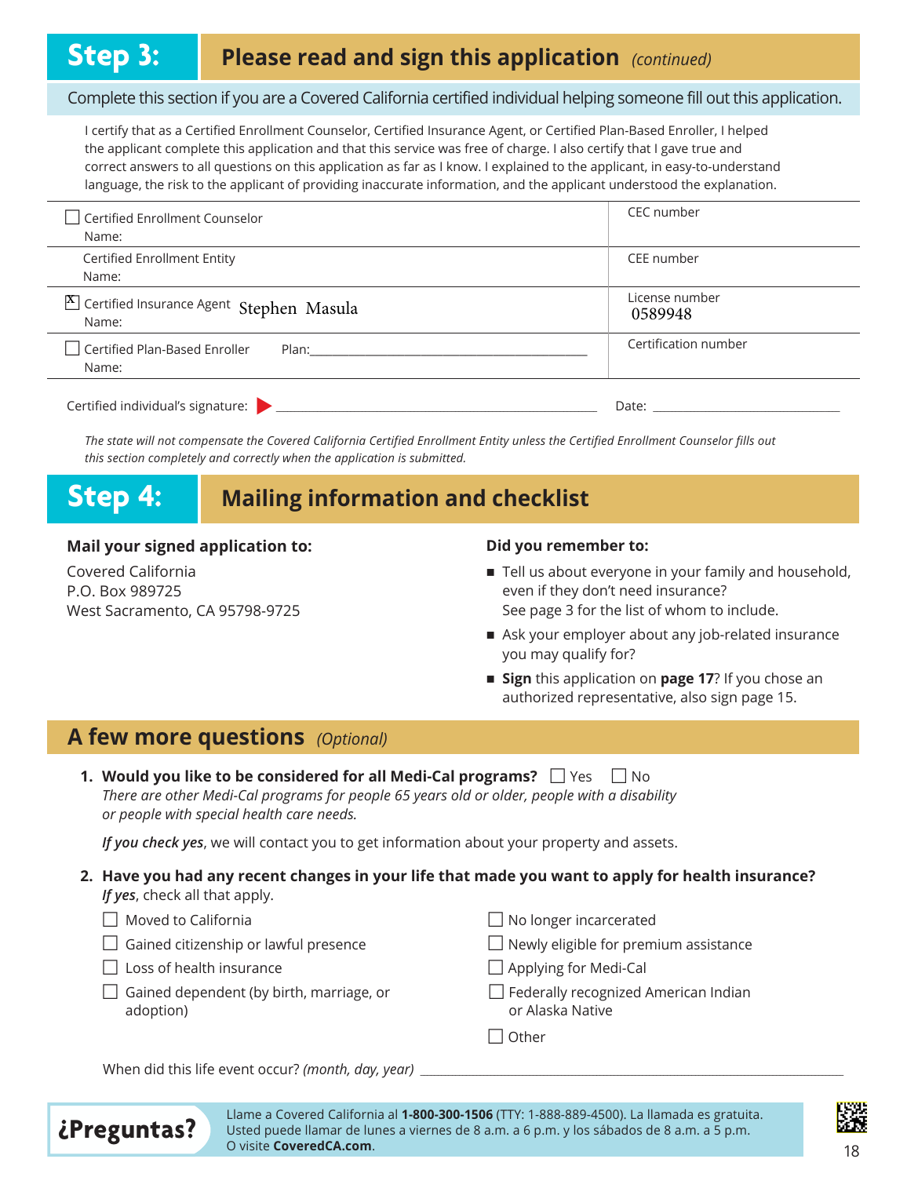## Step 3: Please read and sign this application *(continued)*

Complete this section if you are a Covered California certified individual helping someone fill out this application.

I certify that as a Certified Enrollment Counselor, Certified Insurance Agent, or Certified Plan-Based Enroller, I helped the applicant complete this application and that this service was free of charge. I also certify that I gave true and correct answers to all questions on this application as far as I know. I explained to the applicant, in easy-to-understand language, the risk to the applicant of providing inaccurate information, and the applicant understood the explanation.

| | |
|---|---|
| ☐ Certified Enrollment Counselor Name: | CEC number |
| Certified Enrollment Entity Name: | CEE number |
| ☒ Certified Insurance Agent Name: Stephen Masula | License number 0589948 |
| ☐ Certified Plan-Based Enroller Name: Plan: ______________________ | Certification number |

Certified individual's signature: ▶ ______________________ Date: ______________

*The state will not compensate the Covered California Certified Enrollment Entity unless the Certified Enrollment Counselor fills out this section completely and correctly when the application is submitted.*

## Step 4: Mailing information and checklist

**Mail your signed application to:**

Covered California
P.O. Box 989725
West Sacramento, CA 95798-9725

**Did you remember to:**

- Tell us about everyone in your family and household, even if they don't need insurance? See page 3 for the list of whom to include.
- Ask your employer about any job-related insurance you may qualify for?
- **Sign** this application on **page 17**? If you chose an authorized representative, also sign page 15.

## A few more questions *(Optional)*

1. **Would you like to be considered for all Medi-Cal programs?** ☐ Yes ☐ No
   *There are other Medi-Cal programs for people 65 years old or older, people with a disability or people with special health care needs.*

   ***If you check yes***, we will contact you to get information about your property and assets.

2. **Have you had any recent changes in your life that made you want to apply for health insurance?** ***If yes***, check all that apply.

   ☐ Moved to California
   ☐ Gained citizenship or lawful presence
   ☐ Loss of health insurance
   ☐ Gained dependent (by birth, marriage, or adoption)
   ☐ No longer incarcerated
   ☐ Newly eligible for premium assistance
   ☐ Applying for Medi-Cal
   ☐ Federally recognized American Indian or Alaska Native
   ☐ Other

   When did this life event occur? *(month, day, year)* ______________________

**¿Preguntas?** Llame a Covered California al **1-800-300-1506** (TTY: 1-888-889-4500). La llamada es gratuita. Usted puede llamar de lunes a viernes de 8 a.m. a 6 p.m. y los sábados de 8 a.m. a 5 p.m. O visite **CoveredCA.com**.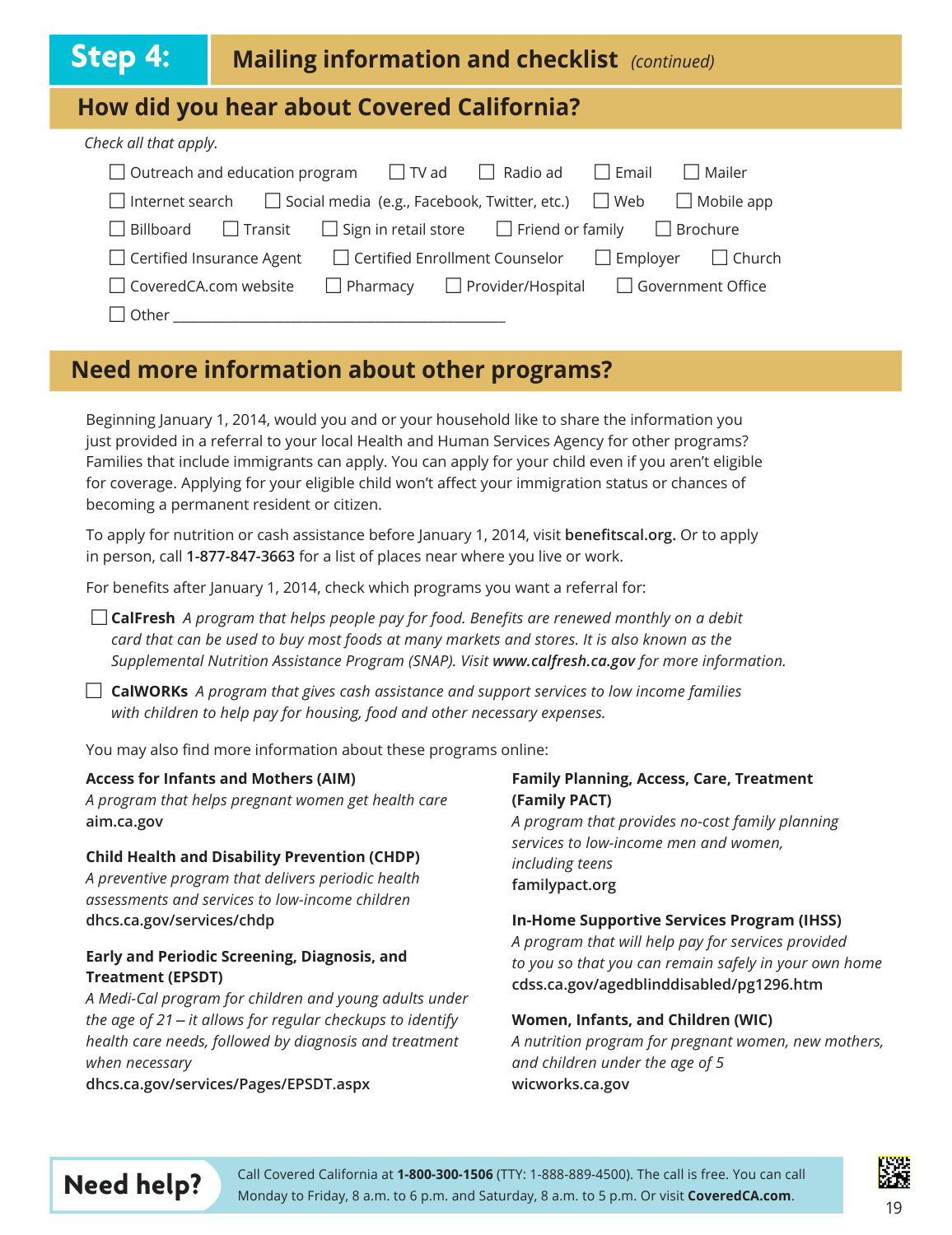# Step 4: Mailing information and checklist *(continued)*

## How did you hear about Covered California?

*Check all that apply.*

- ☐ Outreach and education program
- ☐ TV ad
- ☐ Radio ad
- ☐ Email
- ☐ Mailer
- ☐ Internet search
- ☐ Social media (e.g., Facebook, Twitter, etc.)
- ☐ Web
- ☐ Mobile app
- ☐ Billboard
- ☐ Transit
- ☐ Sign in retail store
- ☐ Friend or family
- ☐ Brochure
- ☐ Certified Insurance Agent
- ☐ Certified Enrollment Counselor
- ☐ Employer
- ☐ Church
- ☐ CoveredCA.com website
- ☐ Pharmacy
- ☐ Provider/Hospital
- ☐ Government Office
- ☐ Other ______________________________

## Need more information about other programs?

Beginning January 1, 2014, would you and or your household like to share the information you just provided in a referral to your local Health and Human Services Agency for other programs? Families that include immigrants can apply. You can apply for your child even if you aren't eligible for coverage. Applying for your eligible child won't affect your immigration status or chances of becoming a permanent resident or citizen.

To apply for nutrition or cash assistance before January 1, 2014, visit **benefitscal.org.** Or to apply in person, call **1-877-847-3663** for a list of places near where you live or work.

For benefits after January 1, 2014, check which programs you want a referral for:

☐ **CalFresh** *A program that helps people pay for food. Benefits are renewed monthly on a debit card that can be used to buy most foods at many markets and stores. It is also known as the Supplemental Nutrition Assistance Program (SNAP). Visit* ***www.calfresh.ca.gov*** *for more information.*

☐ **CalWORKs** *A program that gives cash assistance and support services to low income families with children to help pay for housing, food and other necessary expenses.*

You may also find more information about these programs online:

**Access for Infants and Mothers (AIM)**
*A program that helps pregnant women get health care*
**aim.ca.gov**

**Child Health and Disability Prevention (CHDP)**
*A preventive program that delivers periodic health assessments and services to low-income children*
**dhcs.ca.gov/services/chdp**

**Early and Periodic Screening, Diagnosis, and Treatment (EPSDT)**
*A Medi-Cal program for children and young adults under the age of 21 – it allows for regular checkups to identify health care needs, followed by diagnosis and treatment when necessary*
**dhcs.ca.gov/services/Pages/EPSDT.aspx**

**Family Planning, Access, Care, Treatment (Family PACT)**
*A program that provides no-cost family planning services to low-income men and women, including teens*
**familypact.org**

**In-Home Supportive Services Program (IHSS)**
*A program that will help pay for services provided to you so that you can remain safely in your own home*
**cdss.ca.gov/agedblinddisabled/pg1296.htm**

**Women, Infants, and Children (WIC)**
*A nutrition program for pregnant women, new mothers, and children under the age of 5*
**wicworks.ca.gov**

**Need help?** Call Covered California at **1-800-300-1506** (TTY: 1-888-889-4500). The call is free. You can call Monday to Friday, 8 a.m. to 6 p.m. and Saturday, 8 a.m. to 5 p.m. Or visit **CoveredCA.com**.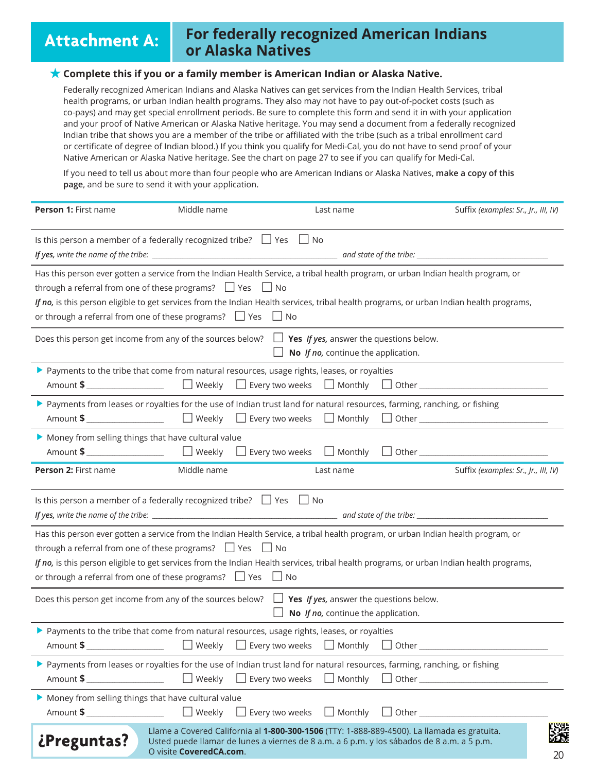# Attachment A: For federally recognized American Indians or Alaska Natives

★ **Complete this if you or a family member is American Indian or Alaska Native.**

Federally recognized American Indians and Alaska Natives can get services from the Indian Health Services, tribal health programs, or urban Indian health programs. They also may not have to pay out-of-pocket costs (such as co-pays) and may get special enrollment periods. Be sure to complete this form and send it in with your application and your proof of Native American or Alaska Native heritage. You may send a document from a federally recognized Indian tribe that shows you are a member of the tribe or affiliated with the tribe (such as a tribal enrollment card or certificate of degree of Indian blood.) If you think you qualify for Medi-Cal, you do not have to send proof of your Native American or Alaska Native heritage. See the chart on page 27 to see if you can qualify for Medi-Cal.

If you need to tell us about more than four people who are American Indians or Alaska Natives, **make a copy of this page**, and be sure to send it with your application.

---

**Person 1:** First name &nbsp;&nbsp; Middle name &nbsp;&nbsp; Last name &nbsp;&nbsp; Suffix *(examples: Sr., Jr., III, IV)*

Is this person a member of a federally recognized tribe? ☐ Yes ☐ No

*If yes, write the name of the tribe:* ______________________ *and state of the tribe:* ______________________

Has this person ever gotten a service from the Indian Health Service, a tribal health program, or urban Indian health program, or through a referral from one of these programs? ☐ Yes ☐ No

***If no,*** is this person eligible to get services from the Indian Health services, tribal health programs, or urban Indian health programs, or through a referral from one of these programs? ☐ Yes ☐ No

Does this person get income from any of the sources below?
☐ **Yes** *If yes,* answer the questions below.
☐ **No** *If no,* continue the application.

- Payments to the tribe that come from natural resources, usage rights, leases, or royalties
  Amount **$** ____________ ☐ Weekly ☐ Every two weeks ☐ Monthly ☐ Other ____________
- Payments from leases or royalties for the use of Indian trust land for natural resources, farming, ranching, or fishing
  Amount **$** ____________ ☐ Weekly ☐ Every two weeks ☐ Monthly ☐ Other ____________
- Money from selling things that have cultural value
  Amount **$** ____________ ☐ Weekly ☐ Every two weeks ☐ Monthly ☐ Other ____________

---

**Person 2:** First name &nbsp;&nbsp; Middle name &nbsp;&nbsp; Last name &nbsp;&nbsp; Suffix *(examples: Sr., Jr., III, IV)*

Is this person a member of a federally recognized tribe? ☐ Yes ☐ No

*If yes, write the name of the tribe:* ______________________ *and state of the tribe:* ______________________

Has this person ever gotten a service from the Indian Health Service, a tribal health program, or urban Indian health program, or through a referral from one of these programs? ☐ Yes ☐ No

***If no,*** is this person eligible to get services from the Indian Health services, tribal health programs, or urban Indian health programs, or through a referral from one of these programs? ☐ Yes ☐ No

Does this person get income from any of the sources below?
☐ **Yes** *If yes,* answer the questions below.
☐ **No** *If no,* continue the application.

- Payments to the tribe that come from natural resources, usage rights, leases, or royalties
  Amount **$** ____________ ☐ Weekly ☐ Every two weeks ☐ Monthly ☐ Other ____________
- Payments from leases or royalties for the use of Indian trust land for natural resources, farming, ranching, or fishing
  Amount **$** ____________ ☐ Weekly ☐ Every two weeks ☐ Monthly ☐ Other ____________
- Money from selling things that have cultural value
  Amount **$** ____________ ☐ Weekly ☐ Every two weeks ☐ Monthly ☐ Other ____________

---

**¿Preguntas?** Llame a Covered California al **1-800-300-1506** (TTY: 1-888-889-4500). La llamada es gratuita. Usted puede llamar de lunes a viernes de 8 a.m. a 6 p.m. y los sábados de 8 a.m. a 5 p.m. O visite **CoveredCA.com**.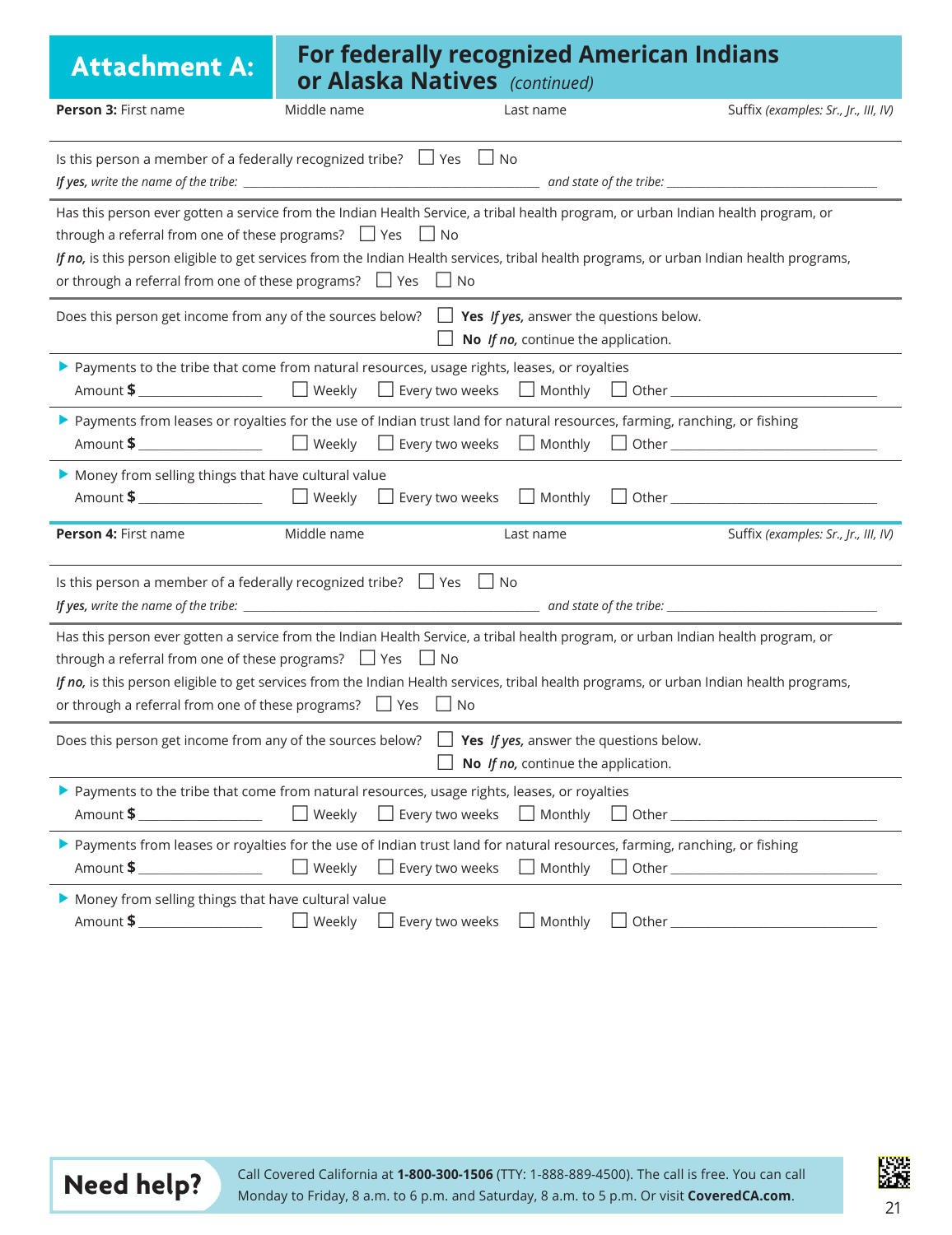# Attachment A: For federally recognized American Indians or Alaska Natives *(continued)*

**Person 3:** First name | Middle name | Last name | Suffix *(examples: Sr., Jr., III, IV)*

Is this person a member of a federally recognized tribe? ☐ Yes ☐ No

***If yes,*** *write the name of the tribe:* ______________________ *and state of the tribe:* ______________________

Has this person ever gotten a service from the Indian Health Service, a tribal health program, or urban Indian health program, or through a referral from one of these programs? ☐ Yes ☐ No

***If no,*** is this person eligible to get services from the Indian Health services, tribal health programs, or urban Indian health programs, or through a referral from one of these programs? ☐ Yes ☐ No

Does this person get income from any of the sources below? ☐ **Yes** ***If yes,*** answer the questions below.
☐ **No** ***If no,*** continue the application.

- Payments to the tribe that come from natural resources, usage rights, leases, or royalties
  Amount **$** ____________ ☐ Weekly ☐ Every two weeks ☐ Monthly ☐ Other ____________
- Payments from leases or royalties for the use of Indian trust land for natural resources, farming, ranching, or fishing
  Amount **$** ____________ ☐ Weekly ☐ Every two weeks ☐ Monthly ☐ Other ____________
- Money from selling things that have cultural value
  Amount **$** ____________ ☐ Weekly ☐ Every two weeks ☐ Monthly ☐ Other ____________

**Person 4:** First name | Middle name | Last name | Suffix *(examples: Sr., Jr., III, IV)*

Is this person a member of a federally recognized tribe? ☐ Yes ☐ No

***If yes,*** *write the name of the tribe:* ______________________ *and state of the tribe:* ______________________

Has this person ever gotten a service from the Indian Health Service, a tribal health program, or urban Indian health program, or through a referral from one of these programs? ☐ Yes ☐ No

***If no,*** is this person eligible to get services from the Indian Health services, tribal health programs, or urban Indian health programs, or through a referral from one of these programs? ☐ Yes ☐ No

Does this person get income from any of the sources below? ☐ **Yes** ***If yes,*** answer the questions below.
☐ **No** ***If no,*** continue the application.

- Payments to the tribe that come from natural resources, usage rights, leases, or royalties
  Amount **$** ____________ ☐ Weekly ☐ Every two weeks ☐ Monthly ☐ Other ____________
- Payments from leases or royalties for the use of Indian trust land for natural resources, farming, ranching, or fishing
  Amount **$** ____________ ☐ Weekly ☐ Every two weeks ☐ Monthly ☐ Other ____________
- Money from selling things that have cultural value
  Amount **$** ____________ ☐ Weekly ☐ Every two weeks ☐ Monthly ☐ Other ____________

**Need help?** Call Covered California at **1-800-300-1506** (TTY: 1-888-889-4500). The call is free. You can call Monday to Friday, 8 a.m. to 6 p.m. and Saturday, 8 a.m. to 5 p.m. Or visit **CoveredCA.com**.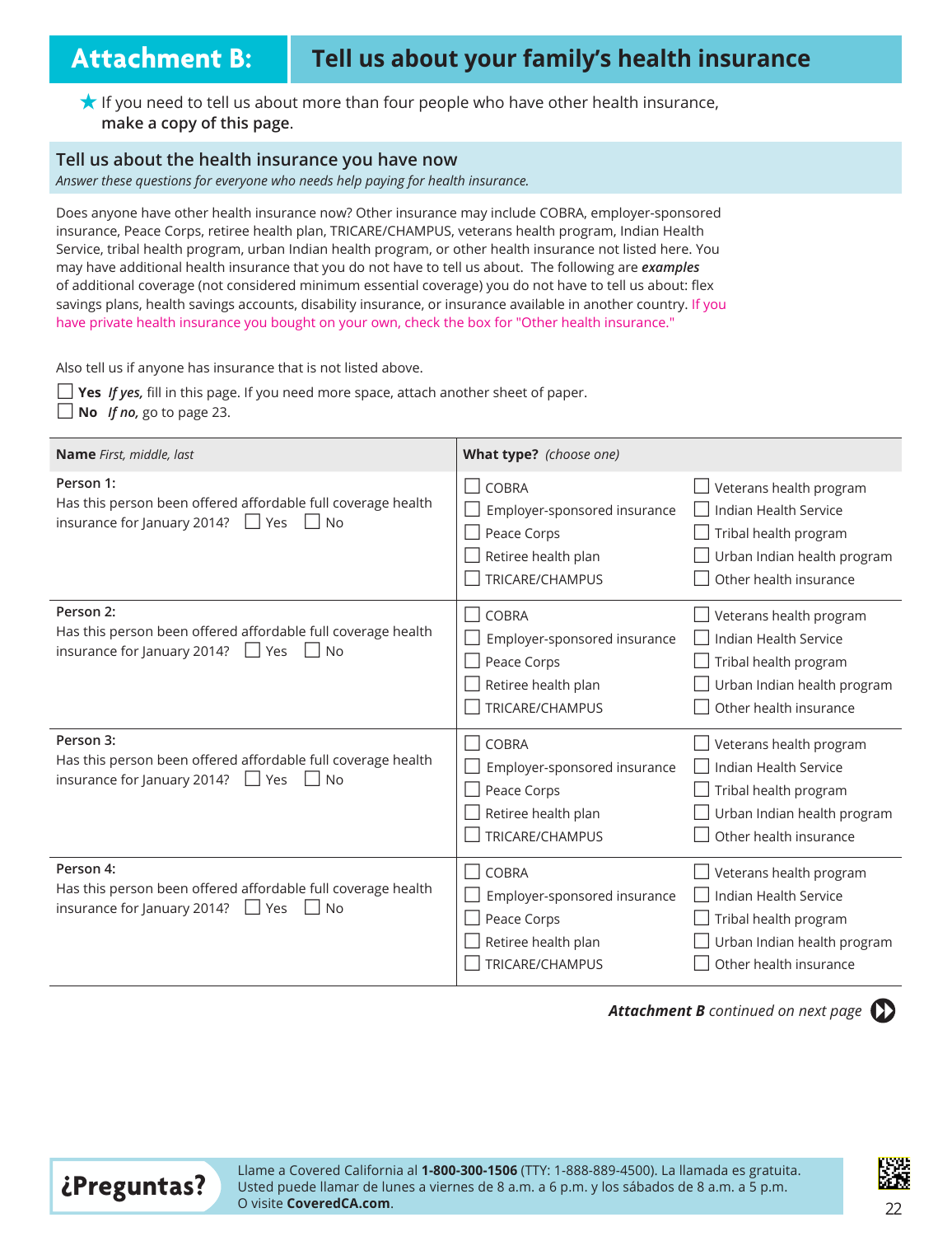# Attachment B: Tell us about your family's health insurance

★ If you need to tell us about more than four people who have other health insurance, **make a copy of this page**.

## Tell us about the health insurance you have now

*Answer these questions for everyone who needs help paying for health insurance.*

Does anyone have other health insurance now? Other insurance may include COBRA, employer-sponsored insurance, Peace Corps, retiree health plan, TRICARE/CHAMPUS, veterans health program, Indian Health Service, tribal health program, urban Indian health program, or other health insurance not listed here. You may have additional health insurance that you do not have to tell us about. The following are ***examples*** of additional coverage (not considered minimum essential coverage) you do not have to tell us about: flex savings plans, health savings accounts, disability insurance, or insurance available in another country. If you have private health insurance you bought on your own, check the box for "Other health insurance."

Also tell us if anyone has insurance that is not listed above.

☐ **Yes** ***If yes,*** fill in this page. If you need more space, attach another sheet of paper.
☐ **No** ***If no,*** go to page 23.

| **Name** *First, middle, last* | **What type?** *(choose one)* | |
|---|---|---|
| **Person 1:** Has this person been offered affordable full coverage health insurance for January 2014? ☐ Yes ☐ No | ☐ COBRA<br>☐ Employer-sponsored insurance<br>☐ Peace Corps<br>☐ Retiree health plan<br>☐ TRICARE/CHAMPUS | ☐ Veterans health program<br>☐ Indian Health Service<br>☐ Tribal health program<br>☐ Urban Indian health program<br>☐ Other health insurance |
| **Person 2:** Has this person been offered affordable full coverage health insurance for January 2014? ☐ Yes ☐ No | ☐ COBRA<br>☐ Employer-sponsored insurance<br>☐ Peace Corps<br>☐ Retiree health plan<br>☐ TRICARE/CHAMPUS | ☐ Veterans health program<br>☐ Indian Health Service<br>☐ Tribal health program<br>☐ Urban Indian health program<br>☐ Other health insurance |
| **Person 3:** Has this person been offered affordable full coverage health insurance for January 2014? ☐ Yes ☐ No | ☐ COBRA<br>☐ Employer-sponsored insurance<br>☐ Peace Corps<br>☐ Retiree health plan<br>☐ TRICARE/CHAMPUS | ☐ Veterans health program<br>☐ Indian Health Service<br>☐ Tribal health program<br>☐ Urban Indian health program<br>☐ Other health insurance |
| **Person 4:** Has this person been offered affordable full coverage health insurance for January 2014? ☐ Yes ☐ No | ☐ COBRA<br>☐ Employer-sponsored insurance<br>☐ Peace Corps<br>☐ Retiree health plan<br>☐ TRICARE/CHAMPUS | ☐ Veterans health program<br>☐ Indian Health Service<br>☐ Tribal health program<br>☐ Urban Indian health program<br>☐ Other health insurance |

***Attachment B*** *continued on next page*

**¿Preguntas?** Llame a Covered California al **1-800-300-1506** (TTY: 1-888-889-4500). La llamada es gratuita. Usted puede llamar de lunes a viernes de 8 a.m. a 6 p.m. y los sábados de 8 a.m. a 5 p.m. O visite **CoveredCA.com**.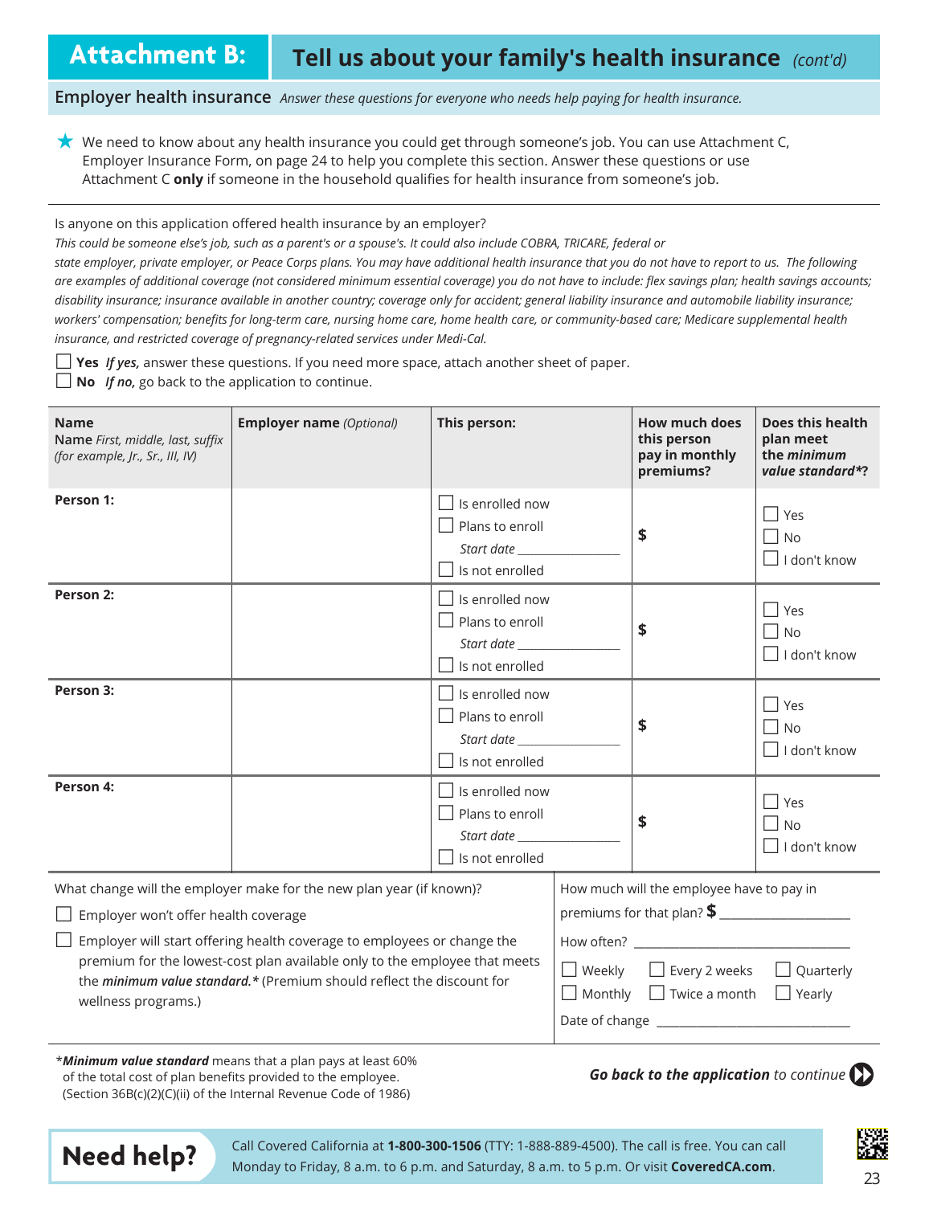# Attachment B: Tell us about your family's health insurance *(cont'd)*

## Employer health insurance *Answer these questions for everyone who needs help paying for health insurance.*

★ We need to know about any health insurance you could get through someone's job. You can use Attachment C, Employer Insurance Form, on page 24 to help you complete this section. Answer these questions or use Attachment C **only** if someone in the household qualifies for health insurance from someone's job.

Is anyone on this application offered health insurance by an employer?

*This could be someone else's job, such as a parent's or a spouse's. It could also include COBRA, TRICARE, federal or state employer, private employer, or Peace Corps plans. You may have additional health insurance that you do not have to report to us. The following are examples of additional coverage (not considered minimum essential coverage) you do not have to include: flex savings plan; health savings accounts; disability insurance; insurance available in another country; coverage only for accident; general liability insurance and automobile liability insurance; workers' compensation; benefits for long-term care, nursing home care, home health care, or community-based care; Medicare supplemental health insurance, and restricted coverage of pregnancy-related services under Medi-Cal.*

☐ **Yes** *If yes,* answer these questions. If you need more space, attach another sheet of paper.
☐ **No** *If no,* go back to the application to continue.

| **Name** Name *First, middle, last, suffix (for example, Jr., Sr., III, IV)* | **Employer name** *(Optional)* | **This person:** | **How much does this person pay in monthly premiums?** | **Does this health plan meet the *minimum value standard*\*?** |
|---|---|---|---|---|
| **Person 1:** | | ☐ Is enrolled now<br>☐ Plans to enroll<br>*Start date* ______<br>☐ Is not enrolled | $ | ☐ Yes<br>☐ No<br>☐ I don't know |
| **Person 2:** | | ☐ Is enrolled now<br>☐ Plans to enroll<br>*Start date* ______<br>☐ Is not enrolled | $ | ☐ Yes<br>☐ No<br>☐ I don't know |
| **Person 3:** | | ☐ Is enrolled now<br>☐ Plans to enroll<br>*Start date* ______<br>☐ Is not enrolled | $ | ☐ Yes<br>☐ No<br>☐ I don't know |
| **Person 4:** | | ☐ Is enrolled now<br>☐ Plans to enroll<br>*Start date* ______<br>☐ Is not enrolled | $ | ☐ Yes<br>☐ No<br>☐ I don't know |

What change will the employer make for the new plan year (if known)?

☐ Employer won't offer health coverage

☐ Employer will start offering health coverage to employees or change the premium for the lowest-cost plan available only to the employee that meets the ***minimum value standard.***\* (Premium should reflect the discount for wellness programs.)

How much will the employee have to pay in premiums for that plan? **$** ______________

How often? ______________

☐ Weekly ☐ Every 2 weeks ☐ Quarterly
☐ Monthly ☐ Twice a month ☐ Yearly

Date of change ______________

\****Minimum value standard*** means that a plan pays at least 60% of the total cost of plan benefits provided to the employee. (Section 36B(c)(2)(C)(ii) of the Internal Revenue Code of 1986)

***Go back to the application** to continue*

**Need help?** Call Covered California at **1-800-300-1506** (TTY: 1-888-889-4500). The call is free. You can call Monday to Friday, 8 a.m. to 6 p.m. and Saturday, 8 a.m. to 5 p.m. Or visit **CoveredCA.com**.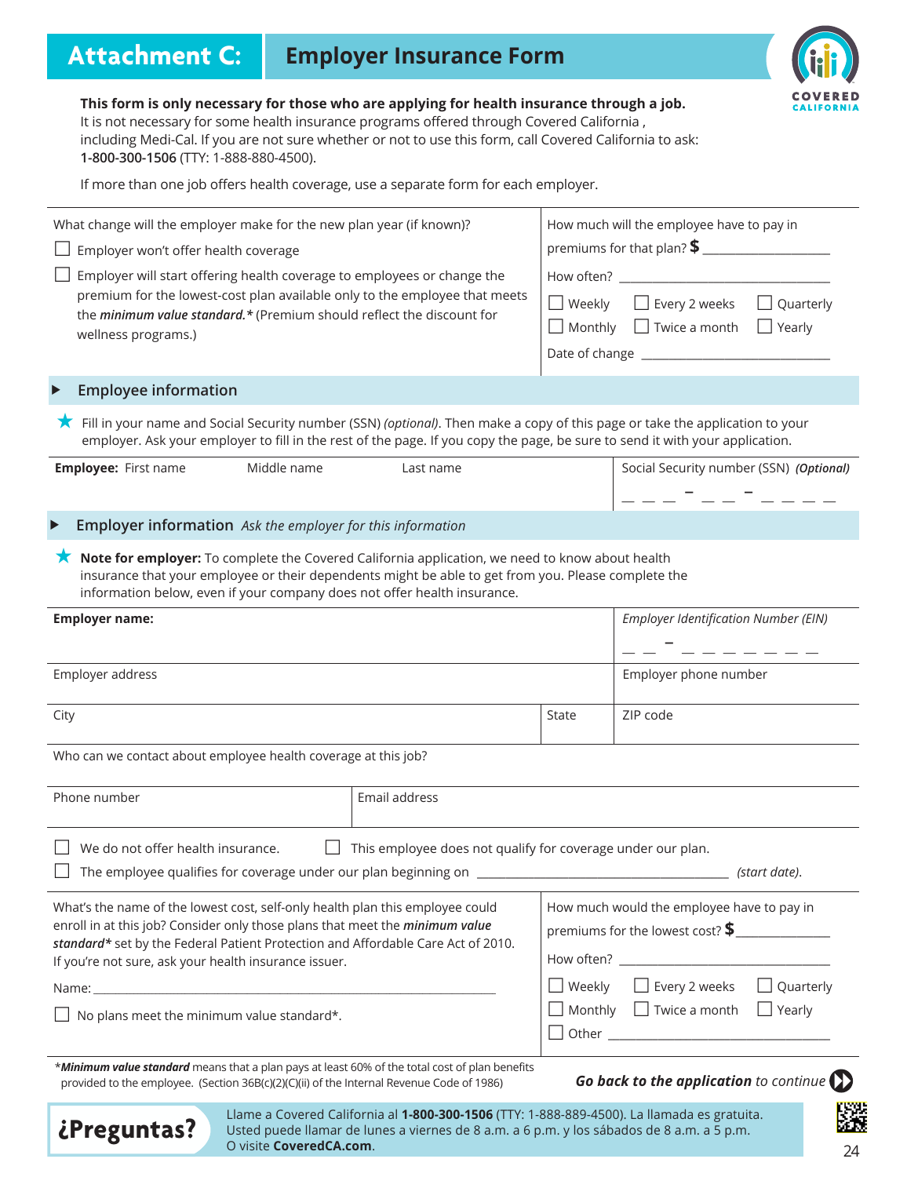# Attachment C: Employer Insurance Form

**This form is only necessary for those who are applying for health insurance through a job.** It is not necessary for some health insurance programs offered through Covered California , including Medi-Cal. If you are not sure whether or not to use this form, call Covered California to ask: **1-800-300-1506** (TTY: 1-888-880-4500).

If more than one job offers health coverage, use a separate form for each employer.

| What change will the employer make for the new plan year (if known)? | How much will the employee have to pay in premiums for that plan? **$** ___________ |
|---|---|
| ☐ Employer won't offer health coverage | How often? ___________ |
| ☐ Employer will start offering health coverage to employees or change the premium for the lowest-cost plan available only to the employee that meets the ***minimum value standard.**** (Premium should reflect the discount for wellness programs.) | ☐ Weekly ☐ Every 2 weeks ☐ Quarterly ☐ Monthly ☐ Twice a month ☐ Yearly |
| | Date of change ___________ |

## Employee information

★ Fill in your name and Social Security number (SSN) *(optional)*. Then make a copy of this page or take the application to your employer. Ask your employer to fill in the rest of the page. If you copy the page, be sure to send it with your application.

| **Employee:** First name | Middle name | Last name | Social Security number (SSN) ***(Optional)*** |
|---|---|---|---|
| | | | ___ ___ ___ – ___ ___ – ___ ___ ___ ___ |

## Employer information *Ask the employer for this information*

★ **Note for employer:** To complete the Covered California application, we need to know about health insurance that your employee or their dependents might be able to get from you. Please complete the information below, even if your company does not offer health insurance.

| **Employer name:** | | *Employer Identification Number (EIN)* ___ ___ – ___ ___ ___ ___ ___ ___ ___ |
|---|---|---|
| Employer address | | Employer phone number |
| City | State | ZIP code |

Who can we contact about employee health coverage at this job?

| Phone number | Email address |
|---|---|
| | |

☐ We do not offer health insurance. ☐ This employee does not qualify for coverage under our plan.

☐ The employee qualifies for coverage under our plan beginning on ____________________ *(start date).*

| What's the name of the lowest cost, self-only health plan this employee could enroll in at this job? Consider only those plans that meet the ***minimum value standard**** set by the Federal Patient Protection and Affordable Care Act of 2010. If you're not sure, ask your health insurance issuer. | How much would the employee have to pay in premiums for the lowest cost? **$** ___________ |
|---|---|
| Name: ____________________ | How often? ___________ |
| ☐ No plans meet the minimum value standard*. | ☐ Weekly ☐ Every 2 weeks ☐ Quarterly ☐ Monthly ☐ Twice a month ☐ Yearly ☐ Other ___________ |

****Minimum value standard*** means that a plan pays at least 60% of the total cost of plan benefits provided to the employee. (Section 36B(c)(2)(C)(ii) of the Internal Revenue Code of 1986)

***Go back to the application** to continue*

**¿Preguntas?** Llame a Covered California al **1-800-300-1506** (TTY: 1-888-889-4500). La llamada es gratuita. Usted puede llamar de lunes a viernes de 8 a.m. a 6 p.m. y los sábados de 8 a.m. a 5 p.m. O visite **CoveredCA.com**.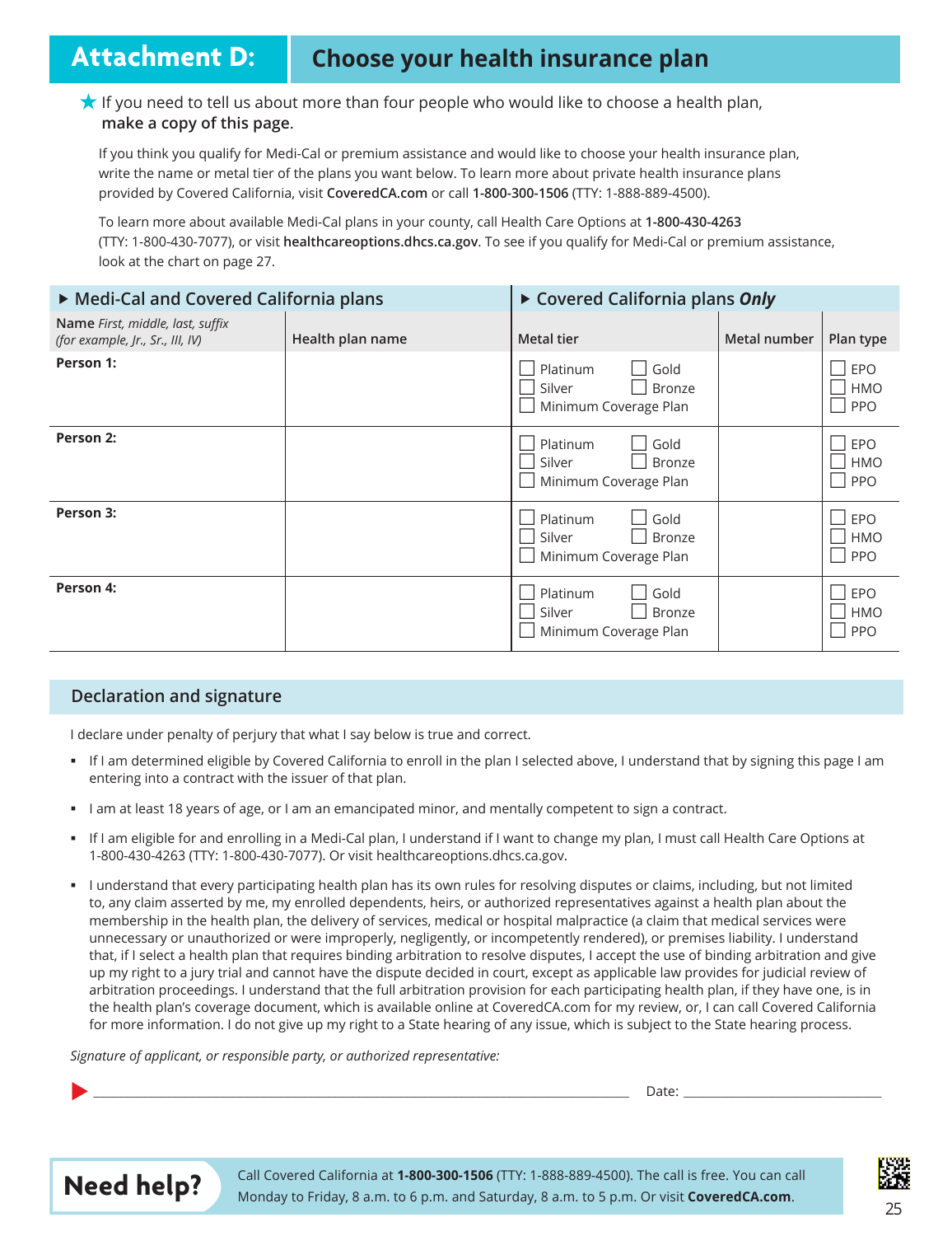# Attachment D: Choose your health insurance plan

★ If you need to tell us about more than four people who would like to choose a health plan, **make a copy of this page**.

If you think you qualify for Medi-Cal or premium assistance and would like to choose your health insurance plan, write the name or metal tier of the plans you want below. To learn more about private health insurance plans provided by Covered California, visit **CoveredCA.com** or call **1-800-300-1506** (TTY: 1-888-889-4500).

To learn more about available Medi-Cal plans in your county, call Health Care Options at **1-800-430-4263** (TTY: 1-800-430-7077), or visit **healthcareoptions.dhcs.ca.gov**. To see if you qualify for Medi-Cal or premium assistance, look at the chart on page 27.

| ▶ Medi-Cal and Covered California plans | | ▶ Covered California plans ***Only*** | | |
|---|---|---|---|---|
| **Name** *First, middle, last, suffix (for example, Jr., Sr., III, IV)* | **Health plan name** | **Metal tier** | **Metal number** | **Plan type** |
| **Person 1:** | | ☐ Platinum ☐ Gold ☐ Silver ☐ Bronze ☐ Minimum Coverage Plan | | ☐ EPO ☐ HMO ☐ PPO |
| **Person 2:** | | ☐ Platinum ☐ Gold ☐ Silver ☐ Bronze ☐ Minimum Coverage Plan | | ☐ EPO ☐ HMO ☐ PPO |
| **Person 3:** | | ☐ Platinum ☐ Gold ☐ Silver ☐ Bronze ☐ Minimum Coverage Plan | | ☐ EPO ☐ HMO ☐ PPO |
| **Person 4:** | | ☐ Platinum ☐ Gold ☐ Silver ☐ Bronze ☐ Minimum Coverage Plan | | ☐ EPO ☐ HMO ☐ PPO |

## Declaration and signature

I declare under penalty of perjury that what I say below is true and correct.

- If I am determined eligible by Covered California to enroll in the plan I selected above, I understand that by signing this page I am entering into a contract with the issuer of that plan.
- I am at least 18 years of age, or I am an emancipated minor, and mentally competent to sign a contract.
- If I am eligible for and enrolling in a Medi-Cal plan, I understand if I want to change my plan, I must call Health Care Options at 1-800-430-4263 (TTY: 1-800-430-7077). Or visit healthcareoptions.dhcs.ca.gov.
- I understand that every participating health plan has its own rules for resolving disputes or claims, including, but not limited to, any claim asserted by me, my enrolled dependents, heirs, or authorized representatives against a health plan about the membership in the health plan, the delivery of services, medical or hospital malpractice (a claim that medical services were unnecessary or unauthorized or were improperly, negligently, or incompetently rendered), or premises liability. I understand that, if I select a health plan that requires binding arbitration to resolve disputes, I accept the use of binding arbitration and give up my right to a jury trial and cannot have the dispute decided in court, except as applicable law provides for judicial review of arbitration proceedings. I understand that the full arbitration provision for each participating health plan, if they have one, is in the health plan's coverage document, which is available online at CoveredCA.com for my review, or, I can call Covered California for more information. I do not give up my right to a State hearing of any issue, which is subject to the State hearing process.

*Signature of applicant, or responsible party, or authorized representative:*

▶ ______________________________________________ Date: ____________________

**Need help?** Call Covered California at **1-800-300-1506** (TTY: 1-888-889-4500). The call is free. You can call Monday to Friday, 8 a.m. to 6 p.m. and Saturday, 8 a.m. to 5 p.m. Or visit **CoveredCA.com**.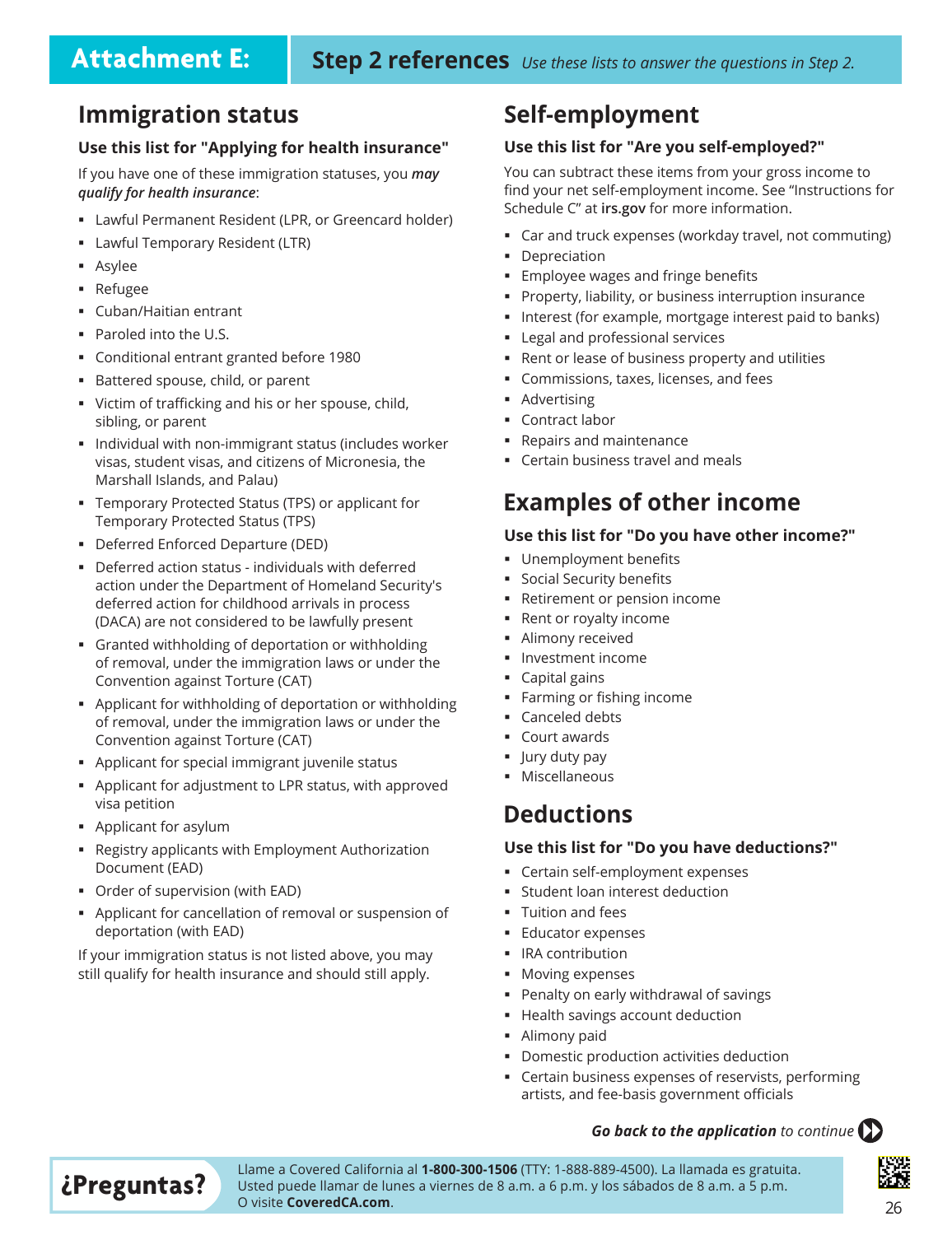# Attachment E: Step 2 references

*Use these lists to answer the questions in Step 2.*

## Immigration status

### Use this list for "Applying for health insurance"

If you have one of these immigration statuses, you ***may qualify for health insurance***:

- Lawful Permanent Resident (LPR, or Greencard holder)
- Lawful Temporary Resident (LTR)
- Asylee
- Refugee
- Cuban/Haitian entrant
- Paroled into the U.S.
- Conditional entrant granted before 1980
- Battered spouse, child, or parent
- Victim of trafficking and his or her spouse, child, sibling, or parent
- Individual with non-immigrant status (includes worker visas, student visas, and citizens of Micronesia, the Marshall Islands, and Palau)
- Temporary Protected Status (TPS) or applicant for Temporary Protected Status (TPS)
- Deferred Enforced Departure (DED)
- Deferred action status - individuals with deferred action under the Department of Homeland Security's deferred action for childhood arrivals in process (DACA) are not considered to be lawfully present
- Granted withholding of deportation or withholding of removal, under the immigration laws or under the Convention against Torture (CAT)
- Applicant for withholding of deportation or withholding of removal, under the immigration laws or under the Convention against Torture (CAT)
- Applicant for special immigrant juvenile status
- Applicant for adjustment to LPR status, with approved visa petition
- Applicant for asylum
- Registry applicants with Employment Authorization Document (EAD)
- Order of supervision (with EAD)
- Applicant for cancellation of removal or suspension of deportation (with EAD)

If your immigration status is not listed above, you may still qualify for health insurance and should still apply.

## Self-employment

### Use this list for "Are you self-employed?"

You can subtract these items from your gross income to find your net self-employment income. See "Instructions for Schedule C" at **irs.gov** for more information.

- Car and truck expenses (workday travel, not commuting)
- Depreciation
- Employee wages and fringe benefits
- Property, liability, or business interruption insurance
- Interest (for example, mortgage interest paid to banks)
- Legal and professional services
- Rent or lease of business property and utilities
- Commissions, taxes, licenses, and fees
- Advertising
- Contract labor
- Repairs and maintenance
- Certain business travel and meals

## Examples of other income

### Use this list for "Do you have other income?"

- Unemployment benefits
- Social Security benefits
- Retirement or pension income
- Rent or royalty income
- Alimony received
- Investment income
- Capital gains
- Farming or fishing income
- Canceled debts
- Court awards
- Jury duty pay
- Miscellaneous

## Deductions

### Use this list for "Do you have deductions?"

- Certain self-employment expenses
- Student loan interest deduction
- Tuition and fees
- Educator expenses
- IRA contribution
- Moving expenses
- Penalty on early withdrawal of savings
- Health savings account deduction
- Alimony paid
- Domestic production activities deduction
- Certain business expenses of reservists, performing artists, and fee-basis government officials

***Go back to the application*** *to continue*

**¿Preguntas?** Llame a Covered California al **1-800-300-1506** (TTY: 1-888-889-4500). La llamada es gratuita. Usted puede llamar de lunes a viernes de 8 a.m. a 6 p.m. y los sábados de 8 a.m. a 5 p.m. O visite **CoveredCA.com**.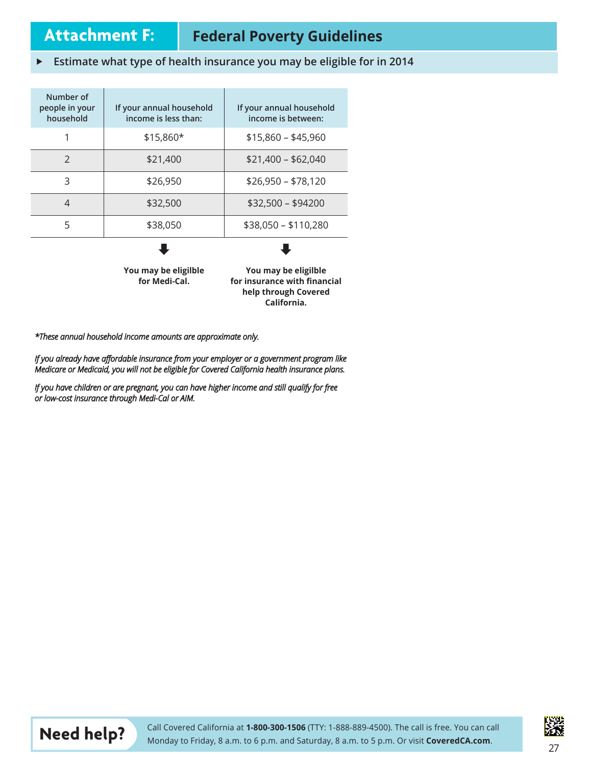# Attachment F: Federal Poverty Guidelines

**Estimate what type of health insurance you may be eligible for in 2014**

| Number of people in your household | If your annual household income is less than: | If your annual household income is between: |
|---|---|---|
| 1 | $15,860* | $15,860 – $45,960 |
| 2 | $21,400 | $21,400 – $62,040 |
| 3 | $26,950 | $26,950 – $78,120 |
| 4 | $32,500 | $32,500 – $94200 |
| 5 | $38,050 | $38,050 – $110,280 |
| | ⬇ **You may be eligilble for Medi-Cal.** | ⬇ **You may be eligilble for insurance with financial help through Covered California.** |

**\***  *These annual household income amounts are approximate only.*

*If you already have affordable insurance from your employer or a government program like Medicare or Medicaid, you will not be eligible for Covered California health insurance plans.*

*If you have children or are pregnant, you can have higher income and still qualify for free or low-cost insurance through Medi-Cal or AIM.*

**Need help?** Call Covered California at **1-800-300-1506** (TTY: 1-888-889-4500). The call is free. You can call Monday to Friday, 8 a.m. to 6 p.m. and Saturday, 8 a.m. to 5 p.m. Or visit **CoveredCA.com**.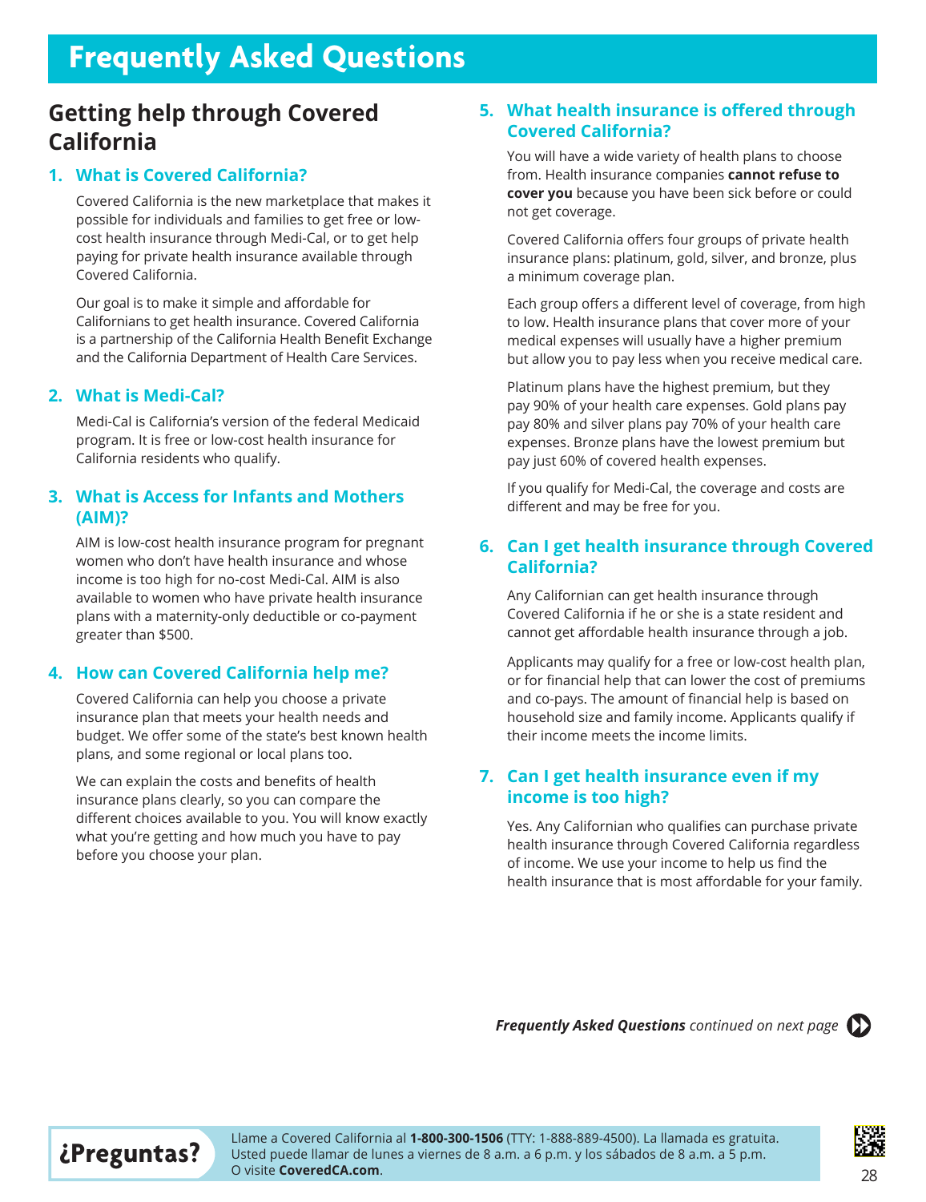# Frequently Asked Questions

## Getting help through Covered California

### 1. What is Covered California?

Covered California is the new marketplace that makes it possible for individuals and families to get free or low-cost health insurance through Medi-Cal, or to get help paying for private health insurance available through Covered California.

Our goal is to make it simple and affordable for Californians to get health insurance. Covered California is a partnership of the California Health Benefit Exchange and the California Department of Health Care Services.

### 2. What is Medi-Cal?

Medi-Cal is California's version of the federal Medicaid program. It is free or low-cost health insurance for California residents who qualify.

### 3. What is Access for Infants and Mothers (AIM)?

AIM is low-cost health insurance program for pregnant women who don't have health insurance and whose income is too high for no-cost Medi-Cal. AIM is also available to women who have private health insurance plans with a maternity-only deductible or co-payment greater than $500.

### 4. How can Covered California help me?

Covered California can help you choose a private insurance plan that meets your health needs and budget. We offer some of the state's best known health plans, and some regional or local plans too.

We can explain the costs and benefits of health insurance plans clearly, so you can compare the different choices available to you. You will know exactly what you're getting and how much you have to pay before you choose your plan.

### 5. What health insurance is offered through Covered California?

You will have a wide variety of health plans to choose from. Health insurance companies **cannot refuse to cover you** because you have been sick before or could not get coverage.

Covered California offers four groups of private health insurance plans: platinum, gold, silver, and bronze, plus a minimum coverage plan.

Each group offers a different level of coverage, from high to low. Health insurance plans that cover more of your medical expenses will usually have a higher premium but allow you to pay less when you receive medical care.

Platinum plans have the highest premium, but they pay 90% of your health care expenses. Gold plans pay pay 80% and silver plans pay 70% of your health care expenses. Bronze plans have the lowest premium but pay just 60% of covered health expenses.

If you qualify for Medi-Cal, the coverage and costs are different and may be free for you.

### 6. Can I get health insurance through Covered California?

Any Californian can get health insurance through Covered California if he or she is a state resident and cannot get affordable health insurance through a job.

Applicants may qualify for a free or low-cost health plan, or for financial help that can lower the cost of premiums and co-pays. The amount of financial help is based on household size and family income. Applicants qualify if their income meets the income limits.

### 7. Can I get health insurance even if my income is too high?

Yes. Any Californian who qualifies can purchase private health insurance through Covered California regardless of income. We use your income to help us find the health insurance that is most affordable for your family.

***Frequently Asked Questions** continued on next page*

**¿Preguntas?** Llame a Covered California al **1-800-300-1506** (TTY: 1-888-889-4500). La llamada es gratuita. Usted puede llamar de lunes a viernes de 8 a.m. a 6 p.m. y los sábados de 8 a.m. a 5 p.m. O visite **CoveredCA.com**.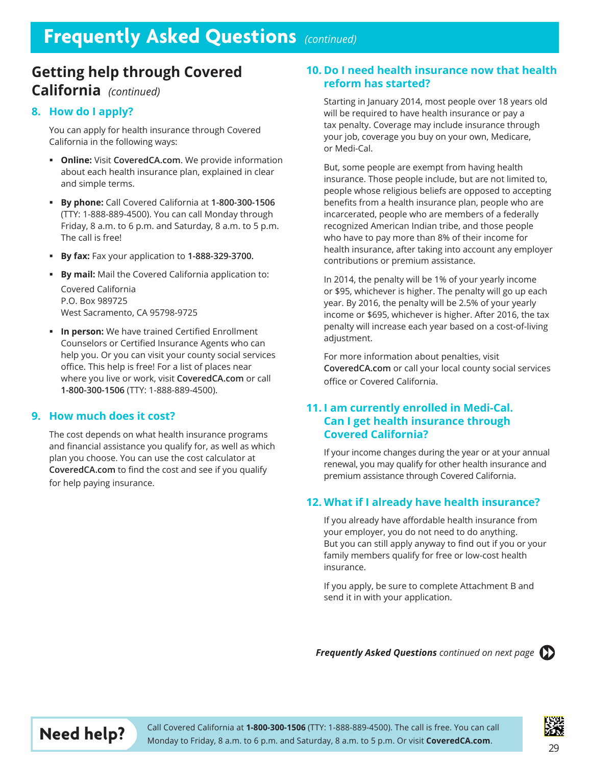# Frequently Asked Questions *(continued)*

## Getting help through Covered California *(continued)*

### 8. How do I apply?

You can apply for health insurance through Covered California in the following ways:

- **Online:** Visit **CoveredCA.com**. We provide information about each health insurance plan, explained in clear and simple terms.
- **By phone:** Call Covered California at **1-800-300-1506** (TTY: 1-888-889-4500). You can call Monday through Friday, 8 a.m. to 6 p.m. and Saturday, 8 a.m. to 5 p.m. The call is free!
- **By fax:** Fax your application to **1-888-329-3700.**
- **By mail:** Mail the Covered California application to:

  Covered California
  P.O. Box 989725
  West Sacramento, CA 95798-9725

- **In person:** We have trained Certified Enrollment Counselors or Certified Insurance Agents who can help you. Or you can visit your county social services office. This help is free! For a list of places near where you live or work, visit **CoveredCA.com** or call **1-800-300-1506** (TTY: 1-888-889-4500).

### 9. How much does it cost?

The cost depends on what health insurance programs and financial assistance you qualify for, as well as which plan you choose. You can use the cost calculator at **CoveredCA.com** to find the cost and see if you qualify for help paying insurance.

### 10. Do I need health insurance now that health reform has started?

Starting in January 2014, most people over 18 years old will be required to have health insurance or pay a tax penalty. Coverage may include insurance through your job, coverage you buy on your own, Medicare, or Medi-Cal.

But, some people are exempt from having health insurance. Those people include, but are not limited to, people whose religious beliefs are opposed to accepting benefits from a health insurance plan, people who are incarcerated, people who are members of a federally recognized American Indian tribe, and those people who have to pay more than 8% of their income for health insurance, after taking into account any employer contributions or premium assistance.

In 2014, the penalty will be 1% of your yearly income or $95, whichever is higher. The penalty will go up each year. By 2016, the penalty will be 2.5% of your yearly income or $695, whichever is higher. After 2016, the tax penalty will increase each year based on a cost-of-living adjustment.

For more information about penalties, visit **CoveredCA.com** or call your local county social services office or Covered California.

### 11. I am currently enrolled in Medi-Cal. Can I get health insurance through Covered California?

If your income changes during the year or at your annual renewal, you may qualify for other health insurance and premium assistance through Covered California.

### 12. What if I already have health insurance?

If you already have affordable health insurance from your employer, you do not need to do anything. But you can still apply anyway to find out if you or your family members qualify for free or low-cost health insurance.

If you apply, be sure to complete Attachment B and send it in with your application.

***Frequently Asked Questions** continued on next page*

**Need help?** Call Covered California at **1-800-300-1506** (TTY: 1-888-889-4500). The call is free. You can call Monday to Friday, 8 a.m. to 6 p.m. and Saturday, 8 a.m. to 5 p.m. Or visit **CoveredCA.com**.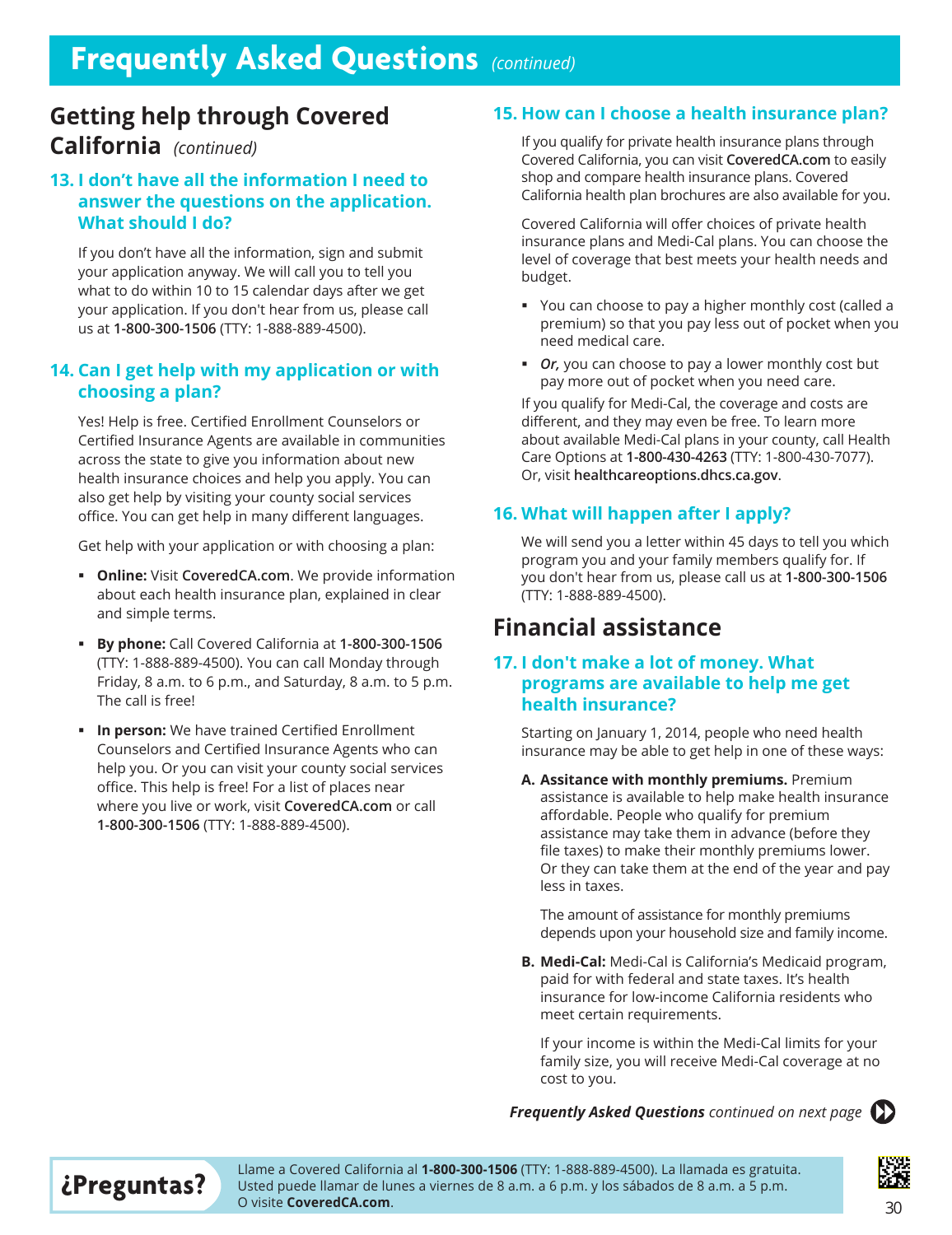# Frequently Asked Questions *(continued)*

## Getting help through Covered California *(continued)*

### 13. I don't have all the information I need to answer the questions on the application. What should I do?

If you don't have all the information, sign and submit your application anyway. We will call you to tell you what to do within 10 to 15 calendar days after we get your application. If you don't hear from us, please call us at **1-800-300-1506** (TTY: 1-888-889-4500).

### 14. Can I get help with my application or with choosing a plan?

Yes! Help is free. Certified Enrollment Counselors or Certified Insurance Agents are available in communities across the state to give you information about new health insurance choices and help you apply. You can also get help by visiting your county social services office. You can get help in many different languages.

Get help with your application or with choosing a plan:

- **Online:** Visit **CoveredCA.com**. We provide information about each health insurance plan, explained in clear and simple terms.
- **By phone:** Call Covered California at **1-800-300-1506** (TTY: 1-888-889-4500). You can call Monday through Friday, 8 a.m. to 6 p.m., and Saturday, 8 a.m. to 5 p.m. The call is free!
- **In person:** We have trained Certified Enrollment Counselors and Certified Insurance Agents who can help you. Or you can visit your county social services office. This help is free! For a list of places near where you live or work, visit **CoveredCA.com** or call **1-800-300-1506** (TTY: 1-888-889-4500).

### 15. How can I choose a health insurance plan?

If you qualify for private health insurance plans through Covered California, you can visit **CoveredCA.com** to easily shop and compare health insurance plans. Covered California health plan brochures are also available for you.

Covered California will offer choices of private health insurance plans and Medi-Cal plans. You can choose the level of coverage that best meets your health needs and budget.

- You can choose to pay a higher monthly cost (called a premium) so that you pay less out of pocket when you need medical care.
- ***Or,*** you can choose to pay a lower monthly cost but pay more out of pocket when you need care.

If you qualify for Medi-Cal, the coverage and costs are different, and they may even be free. To learn more about available Medi-Cal plans in your county, call Health Care Options at **1-800-430-4263** (TTY: 1-800-430-7077). Or, visit **healthcareoptions.dhcs.ca.gov**.

### 16. What will happen after I apply?

We will send you a letter within 45 days to tell you which program you and your family members qualify for. If you don't hear from us, please call us at **1-800-300-1506** (TTY: 1-888-889-4500).

## Financial assistance

### 17. I don't make a lot of money. What programs are available to help me get health insurance?

Starting on January 1, 2014, people who need health insurance may be able to get help in one of these ways:

**A. Assistance with monthly premiums.** Premium assistance is available to help make health insurance affordable. People who qualify for premium assistance may take them in advance (before they file taxes) to make their monthly premiums lower. Or they can take them at the end of the year and pay less in taxes.

The amount of assistance for monthly premiums depends upon your household size and family income.

**B. Medi-Cal:** Medi-Cal is California's Medicaid program, paid for with federal and state taxes. It's health insurance for low-income California residents who meet certain requirements.

If your income is within the Medi-Cal limits for your family size, you will receive Medi-Cal coverage at no cost to you.

***Frequently Asked Questions*** *continued on next page*

**¿Preguntas?** Llame a Covered California al **1-800-300-1506** (TTY: 1-888-889-4500). La llamada es gratuita. Usted puede llamar de lunes a viernes de 8 a.m. a 6 p.m. y los sábados de 8 a.m. a 5 p.m. O visite **CoveredCA.com**.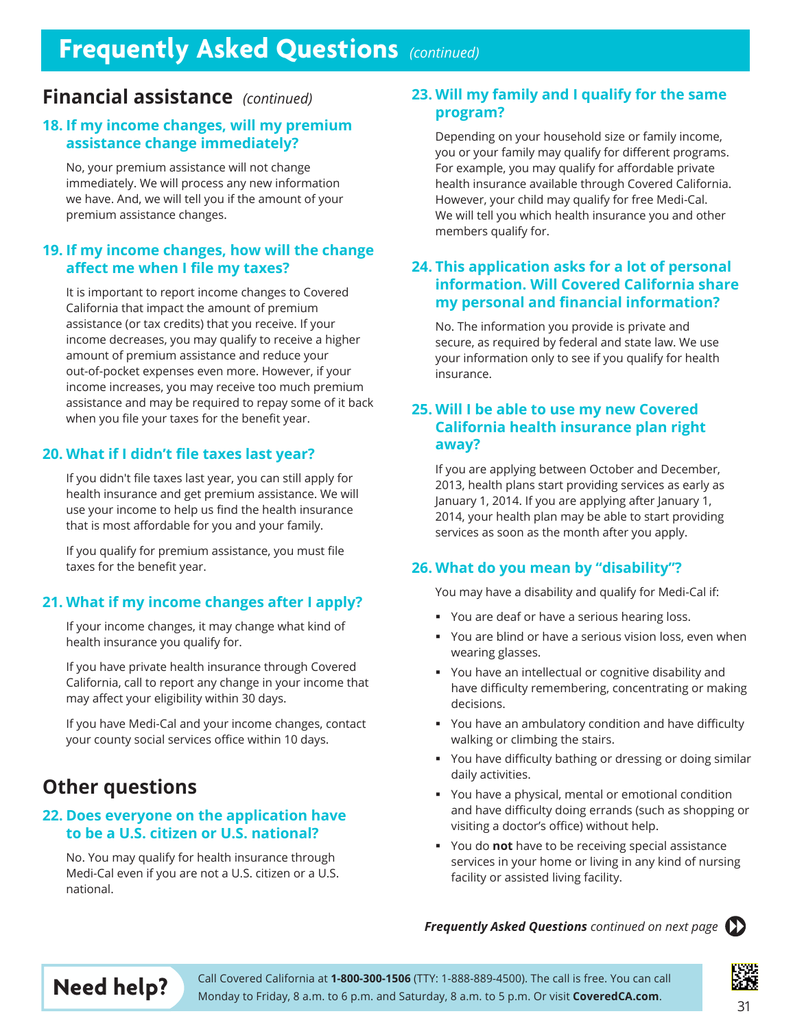# Frequently Asked Questions *(continued)*

## Financial assistance *(continued)*

### 18. If my income changes, will my premium assistance change immediately?

No, your premium assistance will not change immediately. We will process any new information we have. And, we will tell you if the amount of your premium assistance changes.

### 19. If my income changes, how will the change affect me when I file my taxes?

It is important to report income changes to Covered California that impact the amount of premium assistance (or tax credits) that you receive. If your income decreases, you may qualify to receive a higher amount of premium assistance and reduce your out-of-pocket expenses even more. However, if your income increases, you may receive too much premium assistance and may be required to repay some of it back when you file your taxes for the benefit year.

### 20. What if I didn't file taxes last year?

If you didn't file taxes last year, you can still apply for health insurance and get premium assistance. We will use your income to help us find the health insurance that is most affordable for you and your family.

If you qualify for premium assistance, you must file taxes for the benefit year.

### 21. What if my income changes after I apply?

If your income changes, it may change what kind of health insurance you qualify for.

If you have private health insurance through Covered California, call to report any change in your income that may affect your eligibility within 30 days.

If you have Medi-Cal and your income changes, contact your county social services office within 10 days.

## Other questions

### 22. Does everyone on the application have to be a U.S. citizen or U.S. national?

No. You may qualify for health insurance through Medi-Cal even if you are not a U.S. citizen or a U.S. national.

### 23. Will my family and I qualify for the same program?

Depending on your household size or family income, you or your family may qualify for different programs. For example, you may qualify for affordable private health insurance available through Covered California. However, your child may qualify for free Medi-Cal. We will tell you which health insurance you and other members qualify for.

### 24. This application asks for a lot of personal information. Will Covered California share my personal and financial information?

No. The information you provide is private and secure, as required by federal and state law. We use your information only to see if you qualify for health insurance.

### 25. Will I be able to use my new Covered California health insurance plan right away?

If you are applying between October and December, 2013, health plans start providing services as early as January 1, 2014. If you are applying after January 1, 2014, your health plan may be able to start providing services as soon as the month after you apply.

### 26. What do you mean by "disability"?

You may have a disability and qualify for Medi-Cal if:

- You are deaf or have a serious hearing loss.
- You are blind or have a serious vision loss, even when wearing glasses.
- You have an intellectual or cognitive disability and have difficulty remembering, concentrating or making decisions.
- You have an ambulatory condition and have difficulty walking or climbing the stairs.
- You have difficulty bathing or dressing or doing similar daily activities.
- You have a physical, mental or emotional condition and have difficulty doing errands (such as shopping or visiting a doctor's office) without help.
- You do **not** have to be receiving special assistance services in your home or living in any kind of nursing facility or assisted living facility.

***Frequently Asked Questions*** *continued on next page*

**Need help?** Call Covered California at **1-800-300-1506** (TTY: 1-888-889-4500). The call is free. You can call Monday to Friday, 8 a.m. to 6 p.m. and Saturday, 8 a.m. to 5 p.m. Or visit **CoveredCA.com**.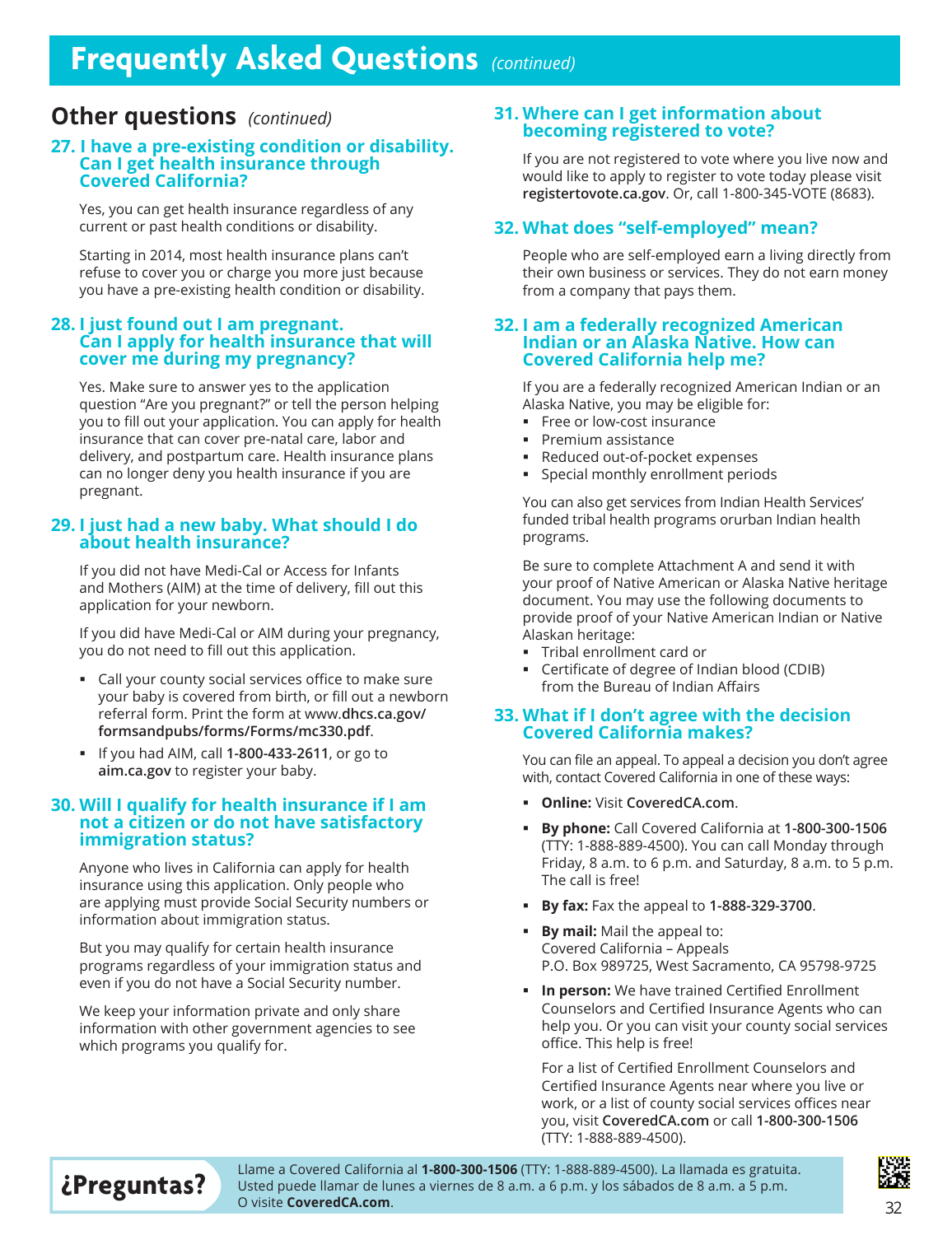# Frequently Asked Questions *(continued)*

## Other questions *(continued)*

### 27. I have a pre-existing condition or disability. Can I get health insurance through Covered California?

Yes, you can get health insurance regardless of any current or past health conditions or disability.

Starting in 2014, most health insurance plans can't refuse to cover you or charge you more just because you have a pre-existing health condition or disability.

### 28. I just found out I am pregnant. Can I apply for health insurance that will cover me during my pregnancy?

Yes. Make sure to answer yes to the application question "Are you pregnant?" or tell the person helping you to fill out your application. You can apply for health insurance that can cover pre-natal care, labor and delivery, and postpartum care. Health insurance plans can no longer deny you health insurance if you are pregnant.

### 29. I just had a new baby. What should I do about health insurance?

If you did not have Medi-Cal or Access for Infants and Mothers (AIM) at the time of delivery, fill out this application for your newborn.

If you did have Medi-Cal or AIM during your pregnancy, you do not need to fill out this application.

- Call your county social services office to make sure your baby is covered from birth, or fill out a newborn referral form. Print the form at www.**dhcs.ca.gov/formsandpubs/forms/Forms/mc330.pdf**.
- If you had AIM, call **1-800-433-2611**, or go to **aim.ca.gov** to register your baby.

### 30. Will I qualify for health insurance if I am not a citizen or do not have satisfactory immigration status?

Anyone who lives in California can apply for health insurance using this application. Only people who are applying must provide Social Security numbers or information about immigration status.

But you may qualify for certain health insurance programs regardless of your immigration status and even if you do not have a Social Security number.

We keep your information private and only share information with other government agencies to see which programs you qualify for.

### 31. Where can I get information about becoming registered to vote?

If you are not registered to vote where you live now and would like to apply to register to vote today please visit **registertovote.ca.gov**. Or, call 1-800-345-VOTE (8683).

### 32. What does "self-employed" mean?

People who are self-employed earn a living directly from their own business or services. They do not earn money from a company that pays them.

### 32. I am a federally recognized American Indian or an Alaska Native. How can Covered California help me?

If you are a federally recognized American Indian or an Alaska Native, you may be eligible for:

- Free or low-cost insurance
- Premium assistance
- Reduced out-of-pocket expenses
- Special monthly enrollment periods

You can also get services from Indian Health Services' funded tribal health programs orurban Indian health programs.

Be sure to complete Attachment A and send it with your proof of Native American or Alaska Native heritage document. You may use the following documents to provide proof of your Native American Indian or Native Alaskan heritage:

- Tribal enrollment card or
- Certificate of degree of Indian blood (CDIB) from the Bureau of Indian Affairs

### 33. What if I don't agree with the decision Covered California makes?

You can file an appeal. To appeal a decision you don't agree with, contact Covered California in one of these ways:

- **Online:** Visit **CoveredCA.com**.
- **By phone:** Call Covered California at **1-800-300-1506** (TTY: 1-888-889-4500). You can call Monday through Friday, 8 a.m. to 6 p.m. and Saturday, 8 a.m. to 5 p.m. The call is free!
- **By fax:** Fax the appeal to **1-888-329-3700**.
- **By mail:** Mail the appeal to:
  Covered California – Appeals
  P.O. Box 989725, West Sacramento, CA 95798-9725
- **In person:** We have trained Certified Enrollment Counselors and Certified Insurance Agents who can help you. Or you can visit your county social services office. This help is free!

  For a list of Certified Enrollment Counselors and Certified Insurance Agents near where you live or work, or a list of county social services offices near you, visit **CoveredCA.com** or call **1-800-300-1506** (TTY: 1-888-889-4500).

**¿Preguntas?** Llame a Covered California al **1-800-300-1506** (TTY: 1-888-889-4500). La llamada es gratuita. Usted puede llamar de lunes a viernes de 8 a.m. a 6 p.m. y los sábados de 8 a.m. a 5 p.m. O visite **CoveredCA.com**.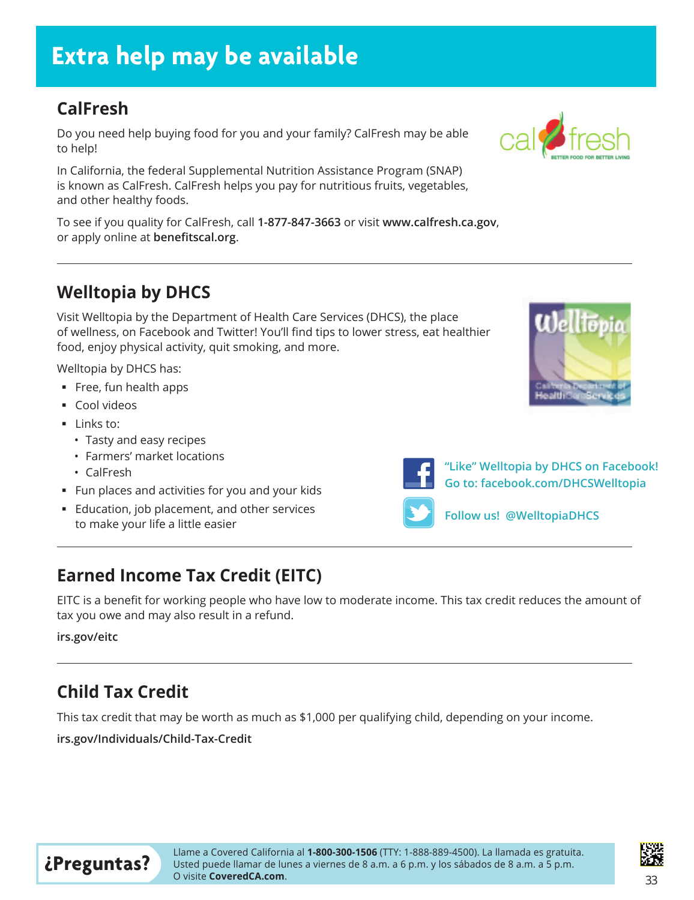# Extra help may be available

## CalFresh

Do you need help buying food for you and your family? CalFresh may be able to help!

In California, the federal Supplemental Nutrition Assistance Program (SNAP) is known as CalFresh. CalFresh helps you pay for nutritious fruits, vegetables, and other healthy foods.

To see if you quality for CalFresh, call **1-877-847-3663** or visit **www.calfresh.ca.gov**, or apply online at **benefitscal.org**.

---

## Welltopia by DHCS

Visit Welltopia by the Department of Health Care Services (DHCS), the place of wellness, on Facebook and Twitter! You'll find tips to lower stress, eat healthier food, enjoy physical activity, quit smoking, and more.

Welltopia by DHCS has:

- Free, fun health apps
- Cool videos
- Links to:
  - Tasty and easy recipes
  - Farmers' market locations
  - CalFresh
- Fun places and activities for you and your kids
- Education, job placement, and other services to make your life a little easier

"Like" Welltopia by DHCS on Facebook!
Go to: facebook.com/DHCSWelltopia

Follow us! @WelltopiaDHCS

---

## Earned Income Tax Credit (EITC)

EITC is a benefit for working people who have low to moderate income. This tax credit reduces the amount of tax you owe and may also result in a refund.

**irs.gov/eitc**

---

## Child Tax Credit

This tax credit that may be worth as much as $1,000 per qualifying child, depending on your income.

**irs.gov/Individuals/Child-Tax-Credit**

**¿Preguntas?** Llame a Covered California al **1-800-300-1506** (TTY: 1-888-889-4500). La llamada es gratuita. Usted puede llamar de lunes a viernes de 8 a.m. a 6 p.m. y los sábados de 8 a.m. a 5 p.m. O visite **CoveredCA.com**.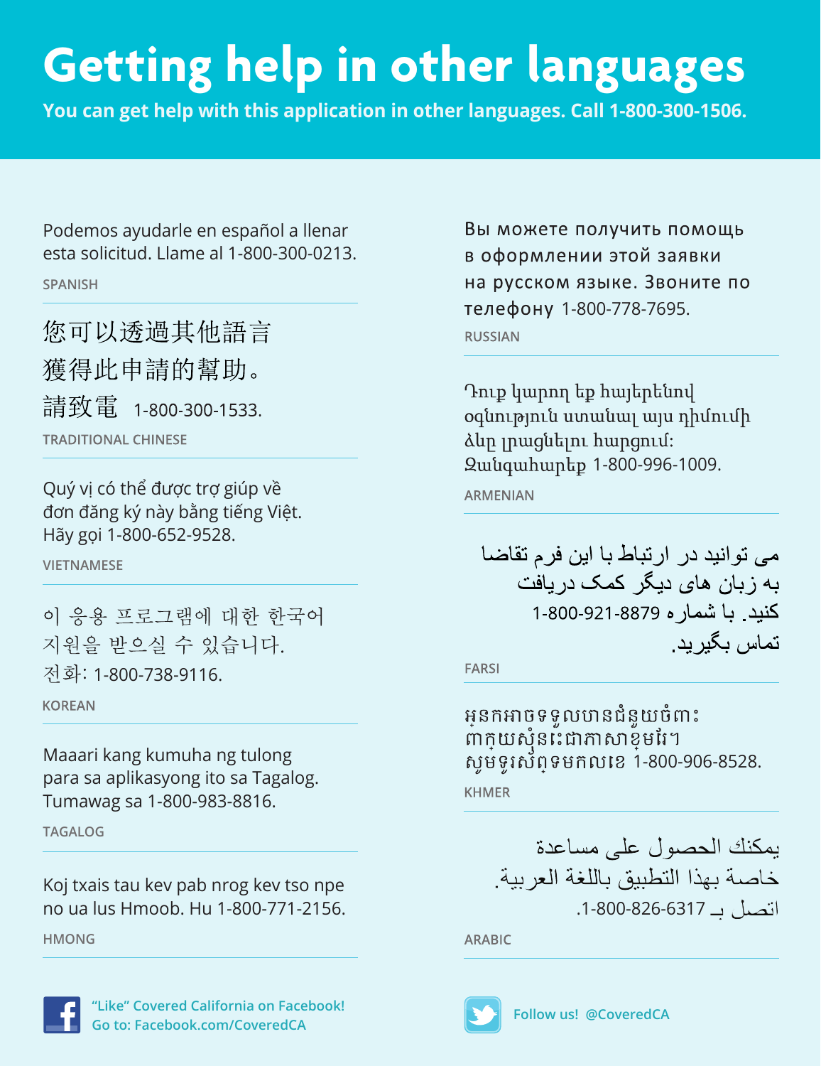# Getting help in other languages

**You can get help with this application in other languages. Call 1-800-300-1506.**

Podemos ayudarle en español a llenar esta solicitud. Llame al 1-800-300-0213.

SPANISH

您可以透過其他語言獲得此申請的幫助。請致電 1-800-300-1533.

TRADITIONAL CHINESE

Quý vị có thể được trợ giúp về đơn đăng ký này bằng tiếng Việt. Hãy gọi 1-800-652-9528.

VIETNAMESE

이 응용 프로그램에 대한 한국어 지원을 받으실 수 있습니다. 전화: 1-800-738-9116.

KOREAN

Maaari kang kumuha ng tulong para sa aplikasyong ito sa Tagalog. Tumawag sa 1-800-983-8816.

TAGALOG

Koj txais tau kev pab nrog kev tso npe no ua lus Hmoob. Hu 1-800-771-2156.

HMONG

Вы можете получить помощь в оформлении этой заявки на русском языке. Звоните по телефону 1-800-778-7695.

RUSSIAN

Դուք կարող եք հայերենով օգնություն ստանալ այս դիմումի ձևը լրացնելու հարցում: Զանգահարեք 1-800-996-1009.

ARMENIAN

می توانید در ارتباط با این فرم تقاضا به زبان های دیگر کمک دریافت کنید. با شماره 1-800-921-8879 تماس بگیرید.

FARSI

អ្នកអាចទទួលបានជំនួយចំពោះពាក្យសុំនេះជាភាសាខ្មែរ។ សូមទូរស័ព្ទមកលេខ 1-800-906-8528.

KHMER

يمكنك الحصول على مساعدة خاصة بهذا التطبيق باللغة العربية. اتصل بـ 1-800-826-6317.

ARABIC

"Like" Covered California on Facebook!
Go to: Facebook.com/CoveredCA

Follow us! @CoveredCA